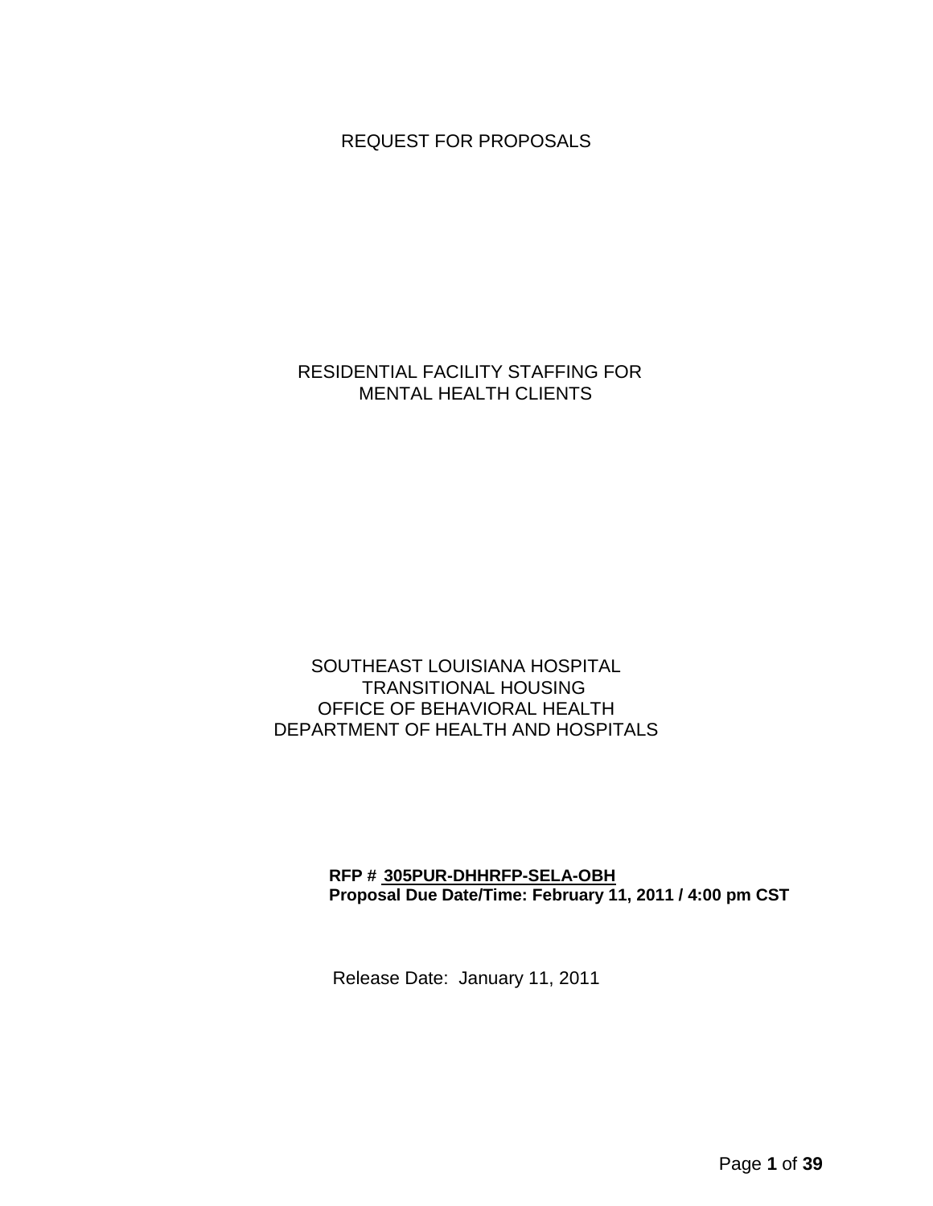# REQUEST FOR PROPOSALS

## RESIDENTIAL FACILITY STAFFING FOR MENTAL HEALTH CLIENTS

SOUTHEAST LOUISIANA HOSPITAL
TRANSITIONAL HOUSING
OFFICE OF BEHAVIORAL HEALTH
DEPARTMENT OF HEALTH AND HOSPITALS

**RFP # 305PUR-DHHRFP-SELA-OBH**
**Proposal Due Date/Time: February 11, 2011 / 4:00 pm CST**

Release Date: January 11, 2011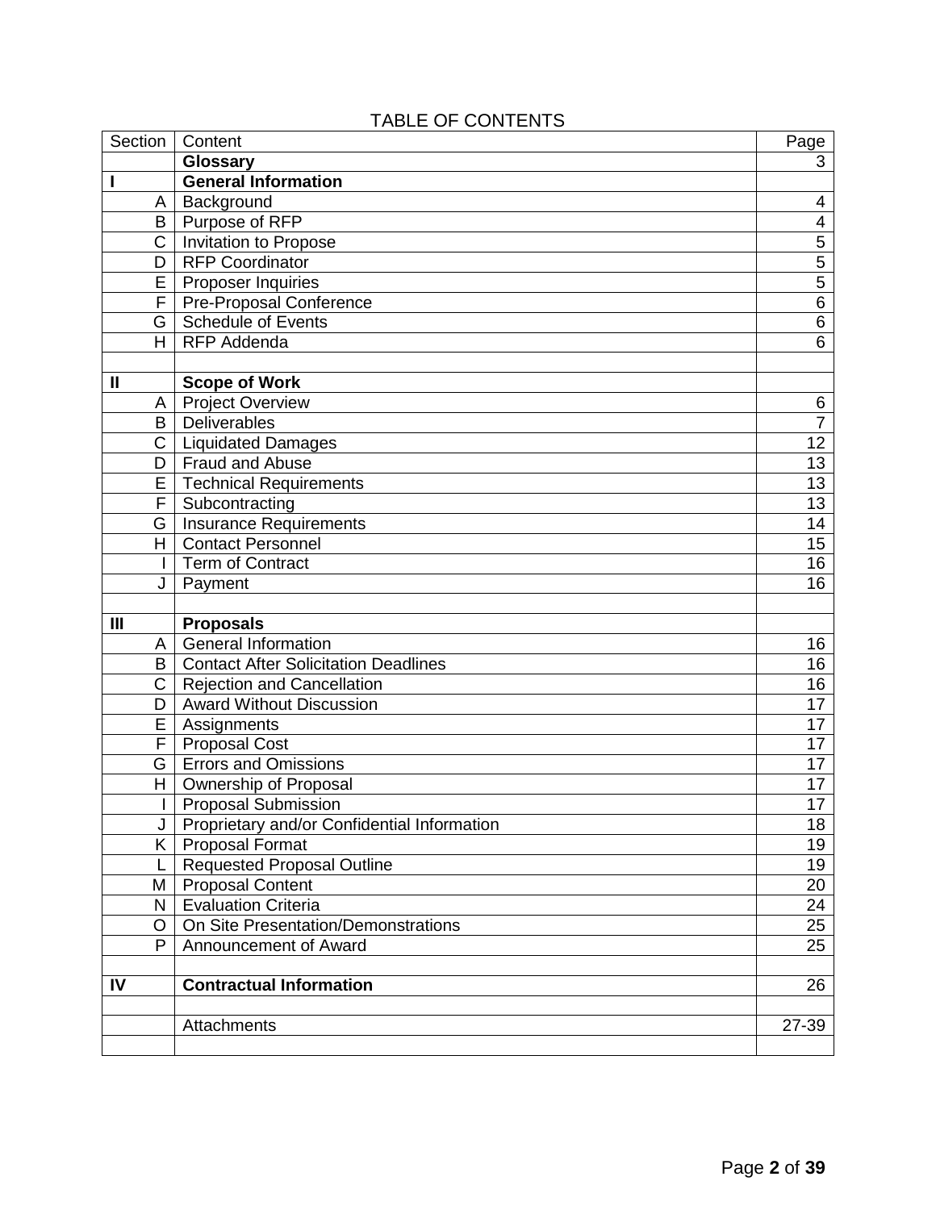TABLE OF CONTENTS

| Section | Content | Page |
|---|---|---|
| | **Glossary** | 3 |
| **I** | **General Information** | |
| A | Background | 4 |
| B | Purpose of RFP | 4 |
| C | Invitation to Propose | 5 |
| D | RFP Coordinator | 5 |
| E | Proposer Inquiries | 5 |
| F | Pre-Proposal Conference | 6 |
| G | Schedule of Events | 6 |
| H | RFP Addenda | 6 |
| | | |
| **II** | **Scope of Work** | |
| A | Project Overview | 6 |
| B | Deliverables | 7 |
| C | Liquidated Damages | 12 |
| D | Fraud and Abuse | 13 |
| E | Technical Requirements | 13 |
| F | Subcontracting | 13 |
| G | Insurance Requirements | 14 |
| H | Contact Personnel | 15 |
| I | Term of Contract | 16 |
| J | Payment | 16 |
| | | |
| **III** | **Proposals** | |
| A | General Information | 16 |
| B | Contact After Solicitation Deadlines | 16 |
| C | Rejection and Cancellation | 16 |
| D | Award Without Discussion | 17 |
| E | Assignments | 17 |
| F | Proposal Cost | 17 |
| G | Errors and Omissions | 17 |
| H | Ownership of Proposal | 17 |
| I | Proposal Submission | 17 |
| J | Proprietary and/or Confidential Information | 18 |
| K | Proposal Format | 19 |
| L | Requested Proposal Outline | 19 |
| M | Proposal Content | 20 |
| N | Evaluation Criteria | 24 |
| O | On Site Presentation/Demonstrations | 25 |
| P | Announcement of Award | 25 |
| | | |
| **IV** | **Contractual Information** | 26 |
| | | |
| | Attachments | 27-39 |
| | | |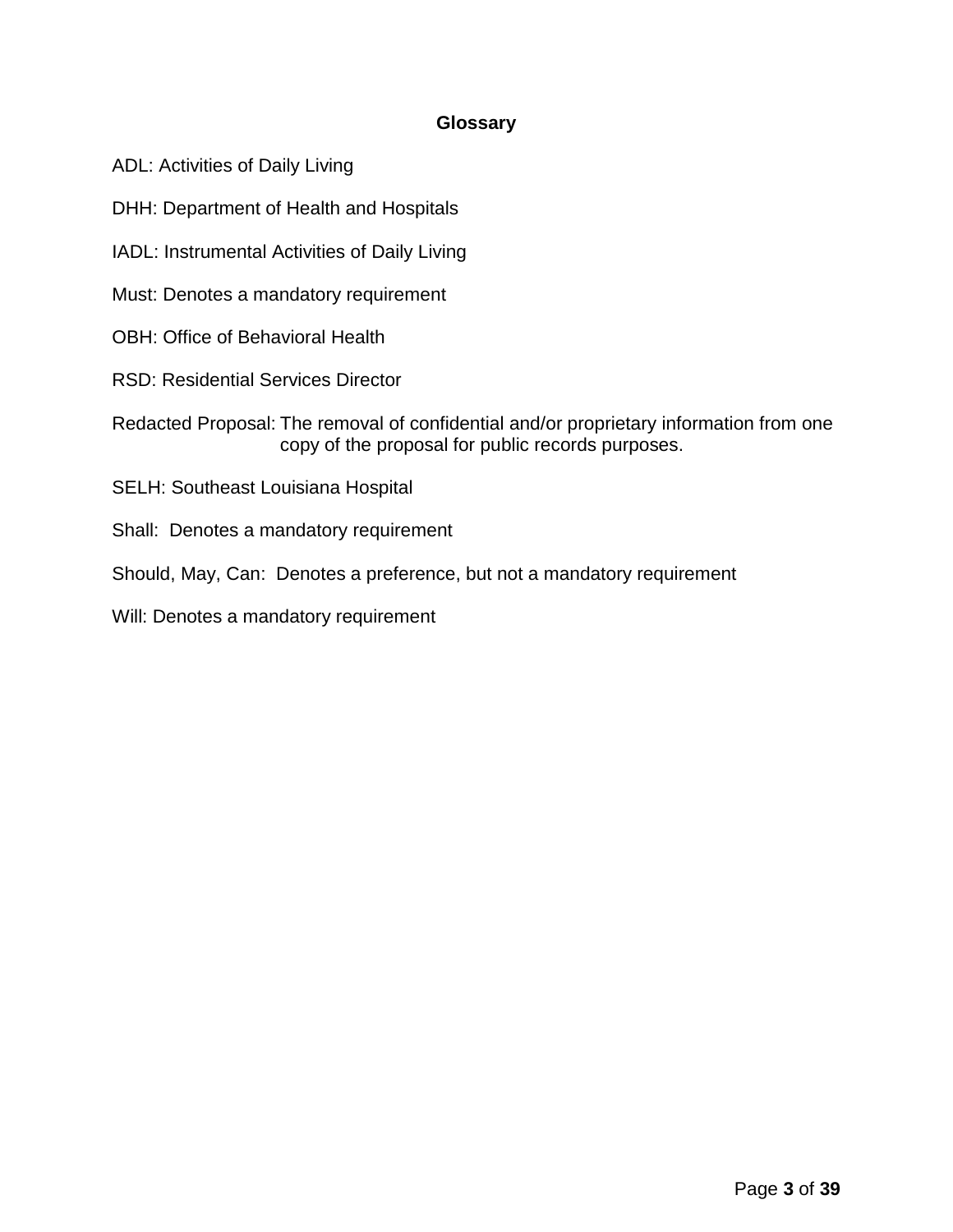## Glossary

ADL: Activities of Daily Living

DHH: Department of Health and Hospitals

IADL: Instrumental Activities of Daily Living

Must: Denotes a mandatory requirement

OBH: Office of Behavioral Health

RSD: Residential Services Director

Redacted Proposal: The removal of confidential and/or proprietary information from one copy of the proposal for public records purposes.

SELH: Southeast Louisiana Hospital

Shall: Denotes a mandatory requirement

Should, May, Can: Denotes a preference, but not a mandatory requirement

Will: Denotes a mandatory requirement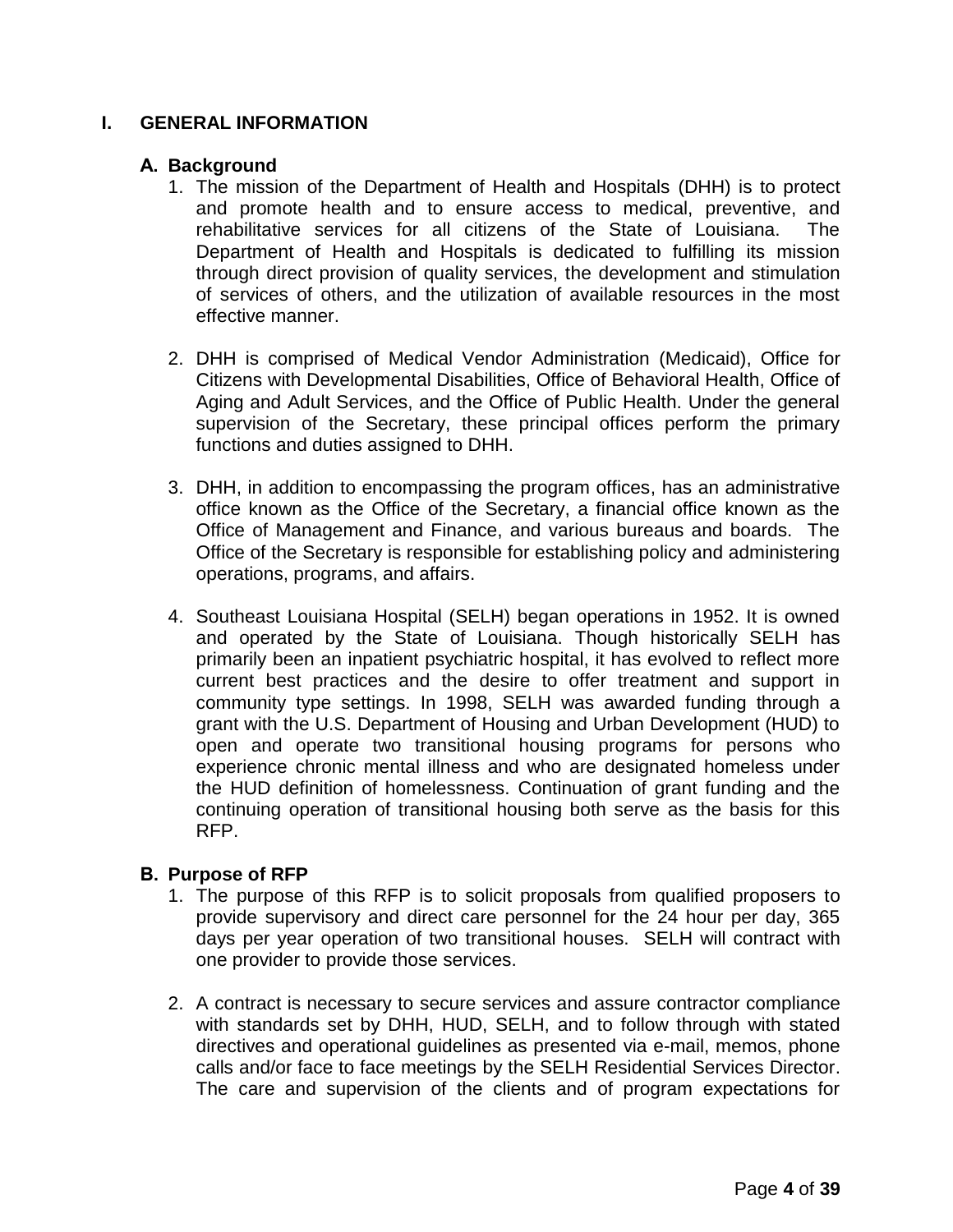# I. GENERAL INFORMATION

## A. Background

1. The mission of the Department of Health and Hospitals (DHH) is to protect and promote health and to ensure access to medical, preventive, and rehabilitative services for all citizens of the State of Louisiana. The Department of Health and Hospitals is dedicated to fulfilling its mission through direct provision of quality services, the development and stimulation of services of others, and the utilization of available resources in the most effective manner.

2. DHH is comprised of Medical Vendor Administration (Medicaid), Office for Citizens with Developmental Disabilities, Office of Behavioral Health, Office of Aging and Adult Services, and the Office of Public Health. Under the general supervision of the Secretary, these principal offices perform the primary functions and duties assigned to DHH.

3. DHH, in addition to encompassing the program offices, has an administrative office known as the Office of the Secretary, a financial office known as the Office of Management and Finance, and various bureaus and boards. The Office of the Secretary is responsible for establishing policy and administering operations, programs, and affairs.

4. Southeast Louisiana Hospital (SELH) began operations in 1952. It is owned and operated by the State of Louisiana. Though historically SELH has primarily been an inpatient psychiatric hospital, it has evolved to reflect more current best practices and the desire to offer treatment and support in community type settings. In 1998, SELH was awarded funding through a grant with the U.S. Department of Housing and Urban Development (HUD) to open and operate two transitional housing programs for persons who experience chronic mental illness and who are designated homeless under the HUD definition of homelessness. Continuation of grant funding and the continuing operation of transitional housing both serve as the basis for this RFP.

## B. Purpose of RFP

1. The purpose of this RFP is to solicit proposals from qualified proposers to provide supervisory and direct care personnel for the 24 hour per day, 365 days per year operation of two transitional houses. SELH will contract with one provider to provide those services.

2. A contract is necessary to secure services and assure contractor compliance with standards set by DHH, HUD, SELH, and to follow through with stated directives and operational guidelines as presented via e-mail, memos, phone calls and/or face to face meetings by the SELH Residential Services Director. The care and supervision of the clients and of program expectations for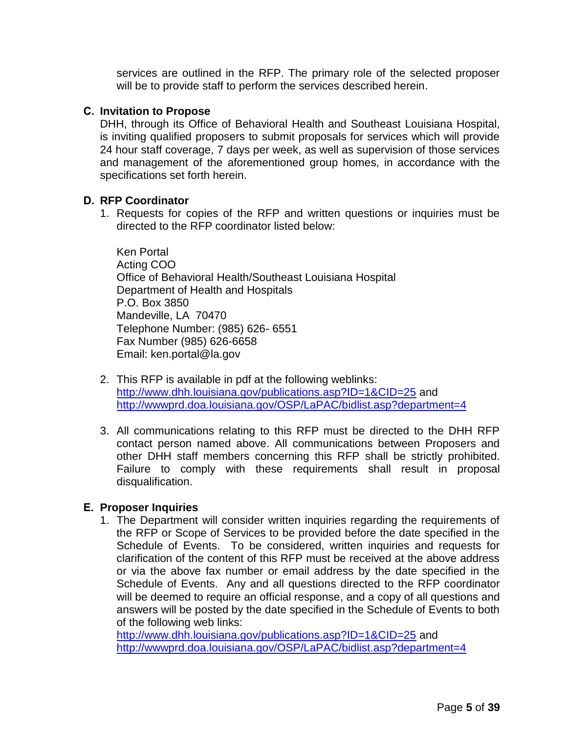services are outlined in the RFP. The primary role of the selected proposer will be to provide staff to perform the services described herein.

**C. Invitation to Propose**

DHH, through its Office of Behavioral Health and Southeast Louisiana Hospital, is inviting qualified proposers to submit proposals for services which will provide 24 hour staff coverage, 7 days per week, as well as supervision of those services and management of the aforementioned group homes, in accordance with the specifications set forth herein.

**D. RFP Coordinator**

1. Requests for copies of the RFP and written questions or inquiries must be directed to the RFP coordinator listed below:

   Ken Portal
   Acting COO
   Office of Behavioral Health/Southeast Louisiana Hospital
   Department of Health and Hospitals
   P.O. Box 3850
   Mandeville, LA 70470
   Telephone Number: (985) 626- 6551
   Fax Number (985) 626-6658
   Email: ken.portal@la.gov

2. This RFP is available in pdf at the following weblinks:
   http://www.dhh.louisiana.gov/publications.asp?ID=1&CID=25 and
   http://wwwprd.doa.louisiana.gov/OSP/LaPAC/bidlist.asp?department=4

3. All communications relating to this RFP must be directed to the DHH RFP contact person named above. All communications between Proposers and other DHH staff members concerning this RFP shall be strictly prohibited. Failure to comply with these requirements shall result in proposal disqualification.

**E. Proposer Inquiries**

1. The Department will consider written inquiries regarding the requirements of the RFP or Scope of Services to be provided before the date specified in the Schedule of Events. To be considered, written inquiries and requests for clarification of the content of this RFP must be received at the above address or via the above fax number or email address by the date specified in the Schedule of Events. Any and all questions directed to the RFP coordinator will be deemed to require an official response, and a copy of all questions and answers will be posted by the date specified in the Schedule of Events to both of the following web links:
   http://www.dhh.louisiana.gov/publications.asp?ID=1&CID=25 and
   http://wwwprd.doa.louisiana.gov/OSP/LaPAC/bidlist.asp?department=4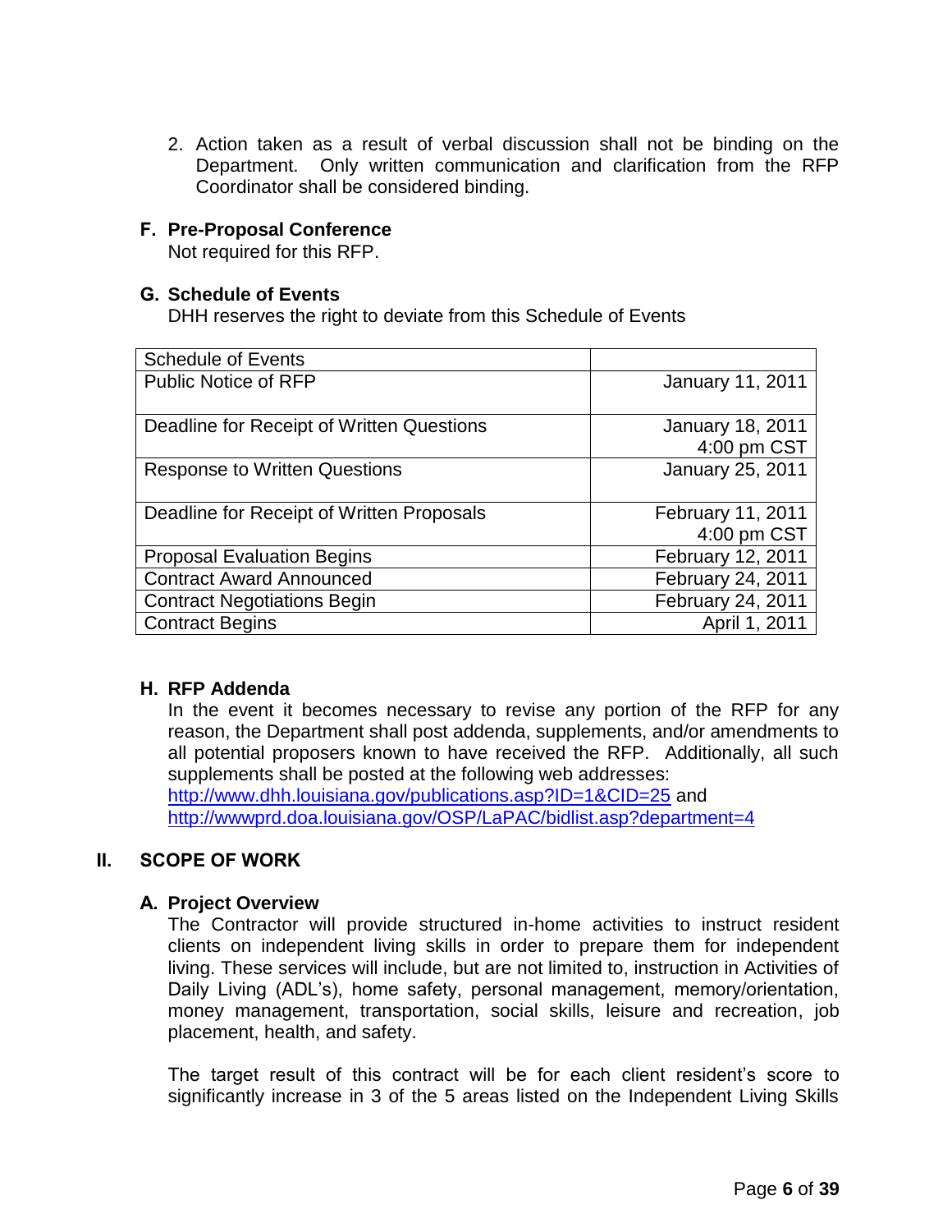2. Action taken as a result of verbal discussion shall not be binding on the Department. Only written communication and clarification from the RFP Coordinator shall be considered binding.

### F. Pre-Proposal Conference

Not required for this RFP.

### G. Schedule of Events

DHH reserves the right to deviate from this Schedule of Events

| Schedule of Events | |
|---|---|
| Public Notice of RFP | January 11, 2011 |
| Deadline for Receipt of Written Questions | January 18, 2011 4:00 pm CST |
| Response to Written Questions | January 25, 2011 |
| Deadline for Receipt of Written Proposals | February 11, 2011 4:00 pm CST |
| Proposal Evaluation Begins | February 12, 2011 |
| Contract Award Announced | February 24, 2011 |
| Contract Negotiations Begin | February 24, 2011 |
| Contract Begins | April 1, 2011 |

### H. RFP Addenda

In the event it becomes necessary to revise any portion of the RFP for any reason, the Department shall post addenda, supplements, and/or amendments to all potential proposers known to have received the RFP. Additionally, all such supplements shall be posted at the following web addresses:
http://www.dhh.louisiana.gov/publications.asp?ID=1&CID=25 and
http://wwwprd.doa.louisiana.gov/OSP/LaPAC/bidlist.asp?department=4

## II. SCOPE OF WORK

### A. Project Overview

The Contractor will provide structured in-home activities to instruct resident clients on independent living skills in order to prepare them for independent living. These services will include, but are not limited to, instruction in Activities of Daily Living (ADL's), home safety, personal management, memory/orientation, money management, transportation, social skills, leisure and recreation, job placement, health, and safety.

The target result of this contract will be for each client resident's score to significantly increase in 3 of the 5 areas listed on the Independent Living Skills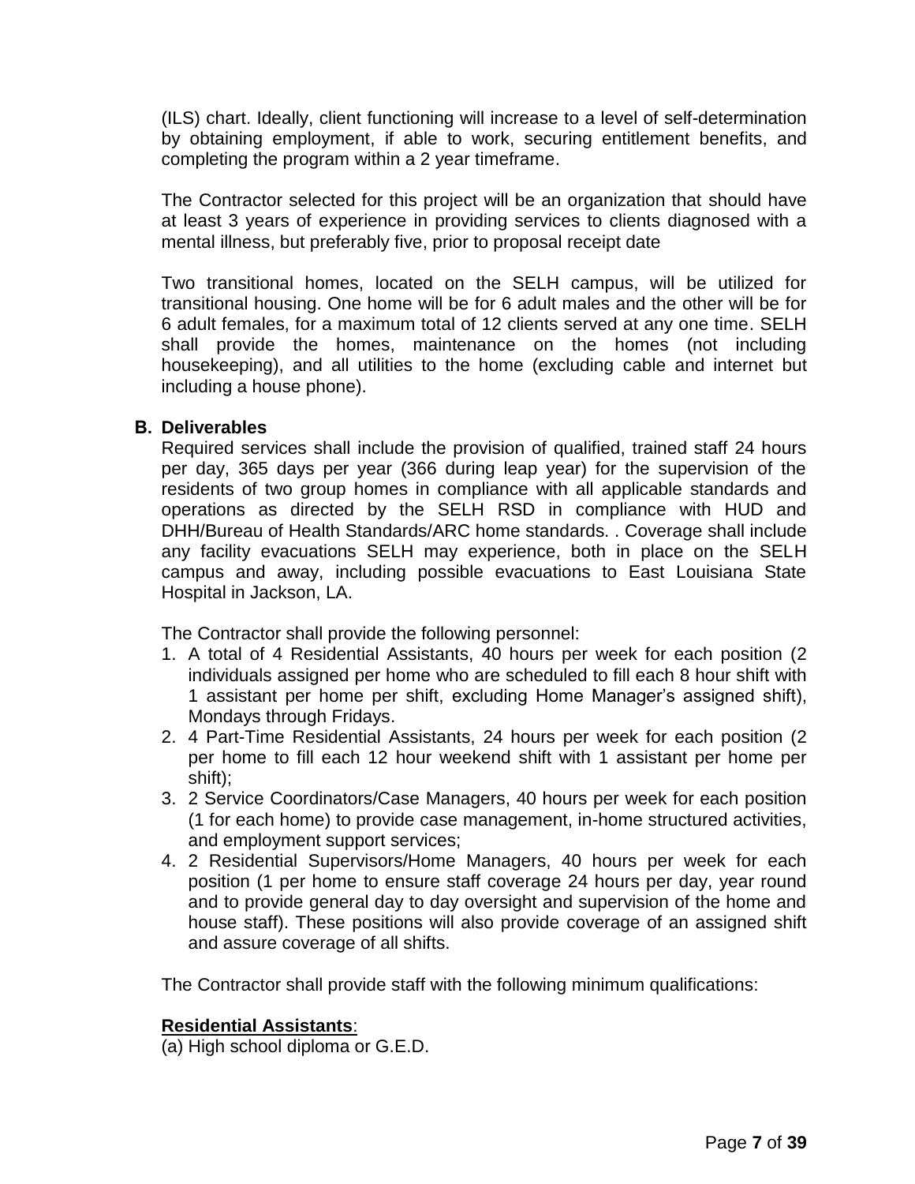(ILS) chart. Ideally, client functioning will increase to a level of self-determination by obtaining employment, if able to work, securing entitlement benefits, and completing the program within a 2 year timeframe.

The Contractor selected for this project will be an organization that should have at least 3 years of experience in providing services to clients diagnosed with a mental illness, but preferably five, prior to proposal receipt date

Two transitional homes, located on the SELH campus, will be utilized for transitional housing. One home will be for 6 adult males and the other will be for 6 adult females, for a maximum total of 12 clients served at any one time. SELH shall provide the homes, maintenance on the homes (not including housekeeping), and all utilities to the home (excluding cable and internet but including a house phone).

**B. Deliverables**

Required services shall include the provision of qualified, trained staff 24 hours per day, 365 days per year (366 during leap year) for the supervision of the residents of two group homes in compliance with all applicable standards and operations as directed by the SELH RSD in compliance with HUD and DHH/Bureau of Health Standards/ARC home standards. . Coverage shall include any facility evacuations SELH may experience, both in place on the SELH campus and away, including possible evacuations to East Louisiana State Hospital in Jackson, LA.

The Contractor shall provide the following personnel:

1. A total of 4 Residential Assistants, 40 hours per week for each position (2 individuals assigned per home who are scheduled to fill each 8 hour shift with 1 assistant per home per shift, excluding Home Manager's assigned shift), Mondays through Fridays.
2. 4 Part-Time Residential Assistants, 24 hours per week for each position (2 per home to fill each 12 hour weekend shift with 1 assistant per home per shift);
3. 2 Service Coordinators/Case Managers, 40 hours per week for each position (1 for each home) to provide case management, in-home structured activities, and employment support services;
4. 2 Residential Supervisors/Home Managers, 40 hours per week for each position (1 per home to ensure staff coverage 24 hours per day, year round and to provide general day to day oversight and supervision of the home and house staff). These positions will also provide coverage of an assigned shift and assure coverage of all shifts.

The Contractor shall provide staff with the following minimum qualifications:

**Residential Assistants**:

(a) High school diploma or G.E.D.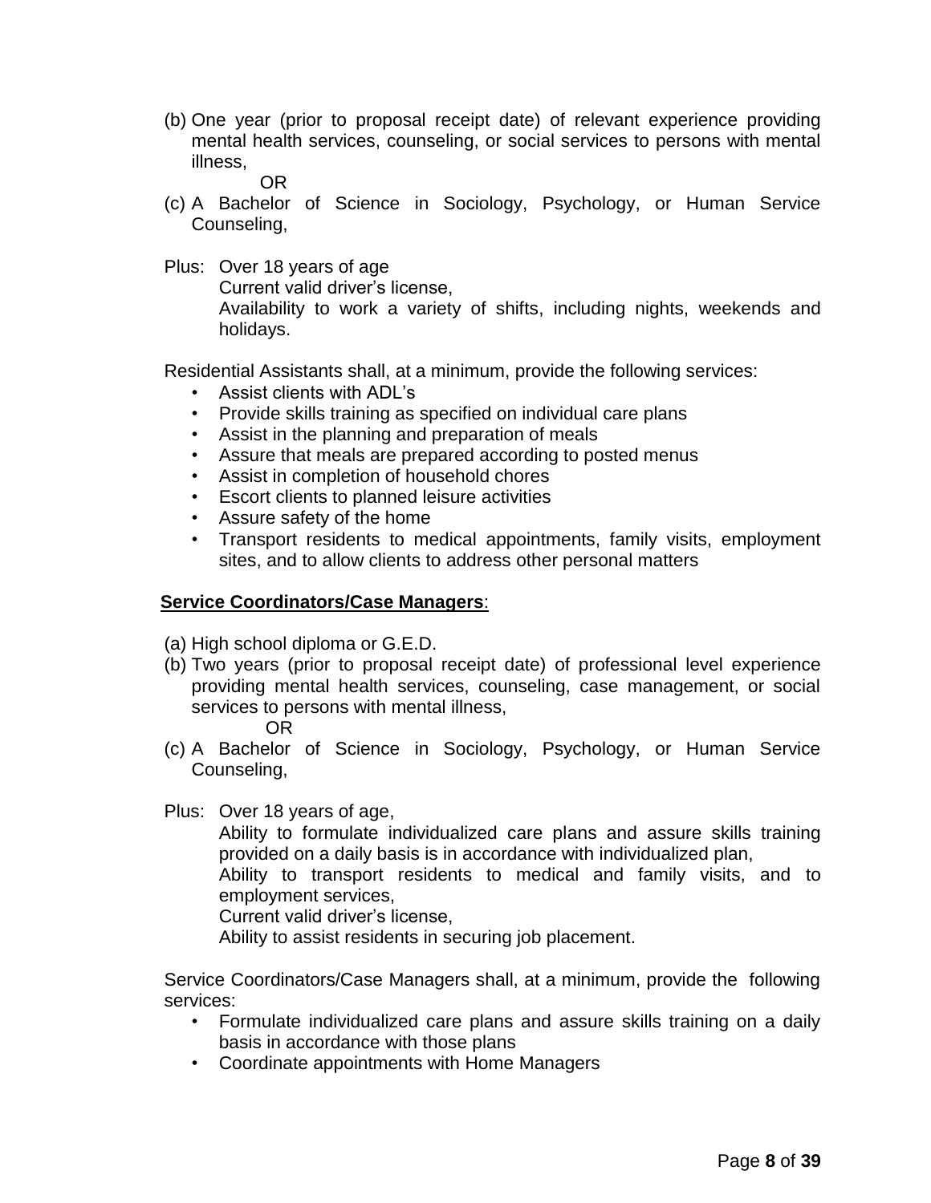(b) One year (prior to proposal receipt date) of relevant experience providing mental health services, counseling, or social services to persons with mental illness,

OR

(c) A Bachelor of Science in Sociology, Psychology, or Human Service Counseling,

Plus: Over 18 years of age
Current valid driver's license,
Availability to work a variety of shifts, including nights, weekends and holidays.

Residential Assistants shall, at a minimum, provide the following services:

- Assist clients with ADL's
- Provide skills training as specified on individual care plans
- Assist in the planning and preparation of meals
- Assure that meals are prepared according to posted menus
- Assist in completion of household chores
- Escort clients to planned leisure activities
- Assure safety of the home
- Transport residents to medical appointments, family visits, employment sites, and to allow clients to address other personal matters

**<u>Service Coordinators/Case Managers</u>**:

(a) High school diploma or G.E.D.

(b) Two years (prior to proposal receipt date) of professional level experience providing mental health services, counseling, case management, or social services to persons with mental illness,

OR

(c) A Bachelor of Science in Sociology, Psychology, or Human Service Counseling,

Plus: Over 18 years of age,
Ability to formulate individualized care plans and assure skills training provided on a daily basis is in accordance with individualized plan,
Ability to transport residents to medical and family visits, and to employment services,
Current valid driver's license,
Ability to assist residents in securing job placement.

Service Coordinators/Case Managers shall, at a minimum, provide the following services:

- Formulate individualized care plans and assure skills training on a daily basis in accordance with those plans
- Coordinate appointments with Home Managers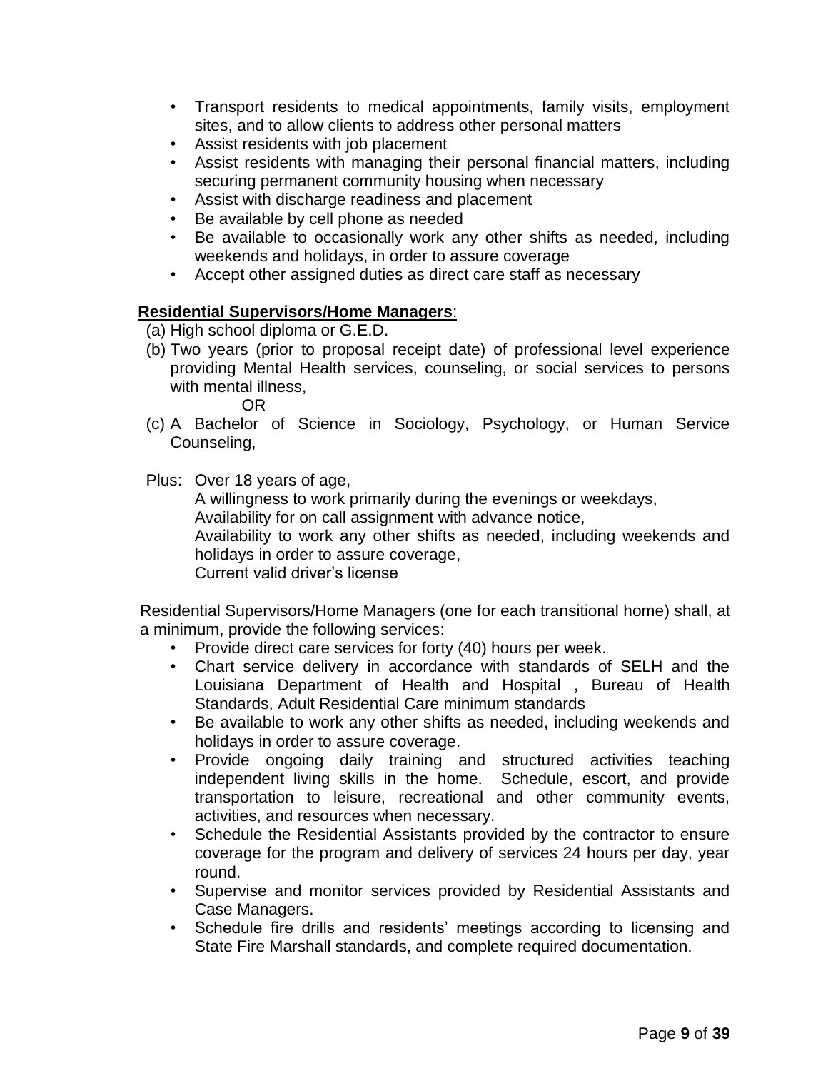- Transport residents to medical appointments, family visits, employment sites, and to allow clients to address other personal matters
- Assist residents with job placement
- Assist residents with managing their personal financial matters, including securing permanent community housing when necessary
- Assist with discharge readiness and placement
- Be available by cell phone as needed
- Be available to occasionally work any other shifts as needed, including weekends and holidays, in order to assure coverage
- Accept other assigned duties as direct care staff as necessary

**Residential Supervisors/Home Managers**:

(a) High school diploma or G.E.D.

(b) Two years (prior to proposal receipt date) of professional level experience providing Mental Health services, counseling, or social services to persons with mental illness,

OR

(c) A Bachelor of Science in Sociology, Psychology, or Human Service Counseling,

Plus: Over 18 years of age,
A willingness to work primarily during the evenings or weekdays,
Availability for on call assignment with advance notice,
Availability to work any other shifts as needed, including weekends and holidays in order to assure coverage,
Current valid driver's license

Residential Supervisors/Home Managers (one for each transitional home) shall, at a minimum, provide the following services:

- Provide direct care services for forty (40) hours per week.
- Chart service delivery in accordance with standards of SELH and the Louisiana Department of Health and Hospital , Bureau of Health Standards, Adult Residential Care minimum standards
- Be available to work any other shifts as needed, including weekends and holidays in order to assure coverage.
- Provide ongoing daily training and structured activities teaching independent living skills in the home. Schedule, escort, and provide transportation to leisure, recreational and other community events, activities, and resources when necessary.
- Schedule the Residential Assistants provided by the contractor to ensure coverage for the program and delivery of services 24 hours per day, year round.
- Supervise and monitor services provided by Residential Assistants and Case Managers.
- Schedule fire drills and residents' meetings according to licensing and State Fire Marshall standards, and complete required documentation.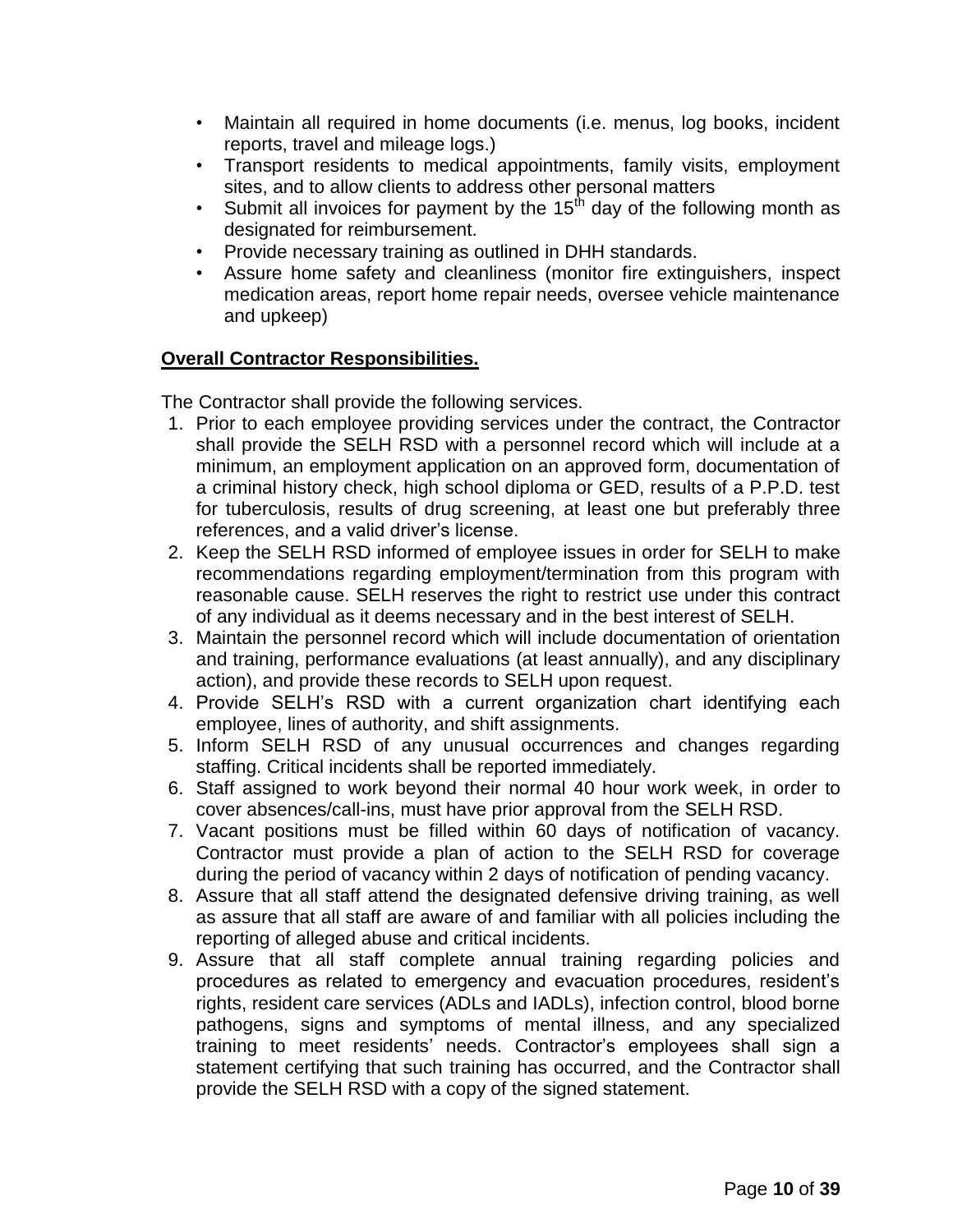- Maintain all required in home documents (i.e. menus, log books, incident reports, travel and mileage logs.)
- Transport residents to medical appointments, family visits, employment sites, and to allow clients to address other personal matters
- Submit all invoices for payment by the 15th day of the following month as designated for reimbursement.
- Provide necessary training as outlined in DHH standards.
- Assure home safety and cleanliness (monitor fire extinguishers, inspect medication areas, report home repair needs, oversee vehicle maintenance and upkeep)

**Overall Contractor Responsibilities.**

The Contractor shall provide the following services.

1. Prior to each employee providing services under the contract, the Contractor shall provide the SELH RSD with a personnel record which will include at a minimum, an employment application on an approved form, documentation of a criminal history check, high school diploma or GED, results of a P.P.D. test for tuberculosis, results of drug screening, at least one but preferably three references, and a valid driver's license.
2. Keep the SELH RSD informed of employee issues in order for SELH to make recommendations regarding employment/termination from this program with reasonable cause. SELH reserves the right to restrict use under this contract of any individual as it deems necessary and in the best interest of SELH.
3. Maintain the personnel record which will include documentation of orientation and training, performance evaluations (at least annually), and any disciplinary action), and provide these records to SELH upon request.
4. Provide SELH's RSD with a current organization chart identifying each employee, lines of authority, and shift assignments.
5. Inform SELH RSD of any unusual occurrences and changes regarding staffing. Critical incidents shall be reported immediately.
6. Staff assigned to work beyond their normal 40 hour work week, in order to cover absences/call-ins, must have prior approval from the SELH RSD.
7. Vacant positions must be filled within 60 days of notification of vacancy. Contractor must provide a plan of action to the SELH RSD for coverage during the period of vacancy within 2 days of notification of pending vacancy.
8. Assure that all staff attend the designated defensive driving training, as well as assure that all staff are aware of and familiar with all policies including the reporting of alleged abuse and critical incidents.
9. Assure that all staff complete annual training regarding policies and procedures as related to emergency and evacuation procedures, resident's rights, resident care services (ADLs and IADLs), infection control, blood borne pathogens, signs and symptoms of mental illness, and any specialized training to meet residents' needs. Contractor's employees shall sign a statement certifying that such training has occurred, and the Contractor shall provide the SELH RSD with a copy of the signed statement.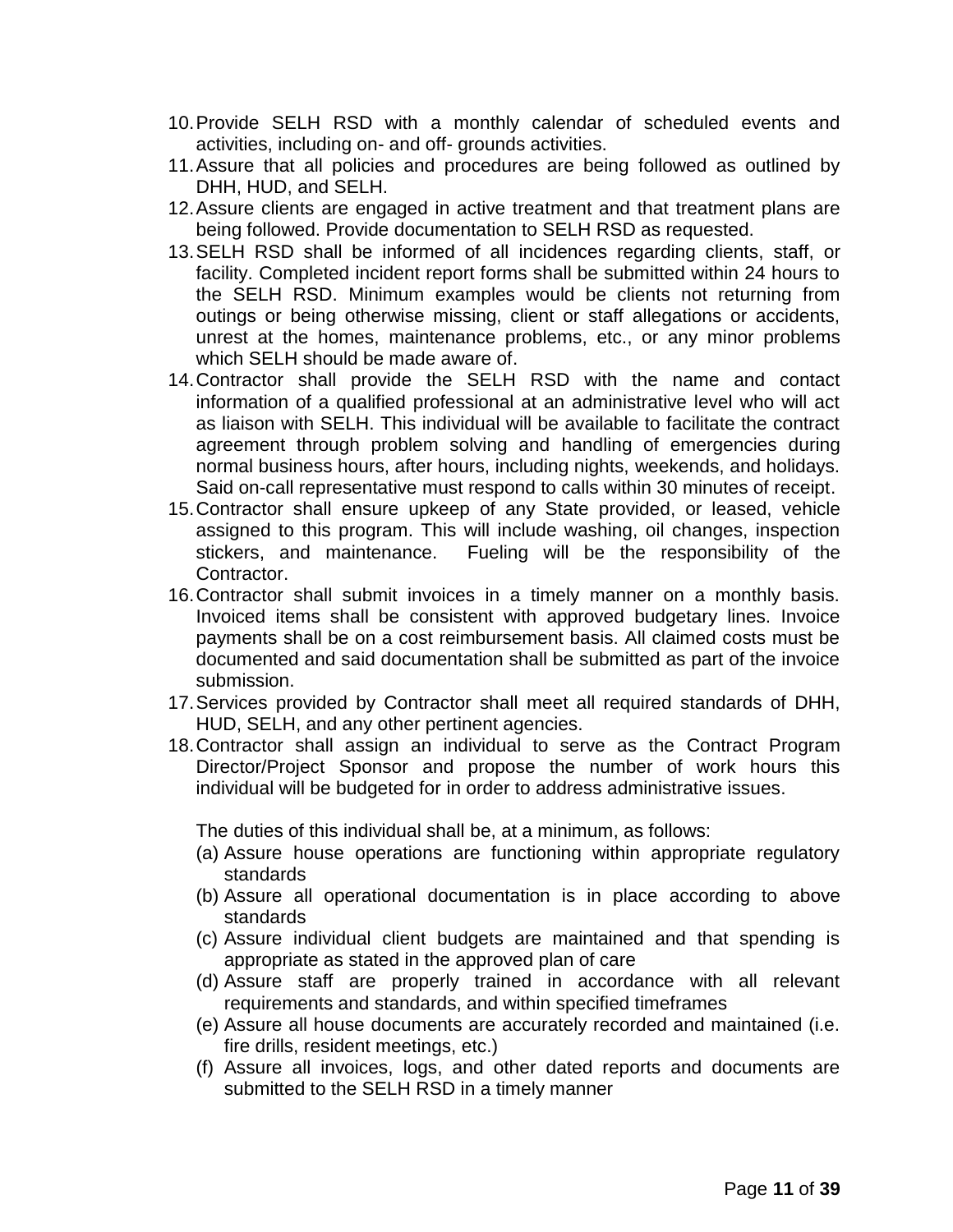10. Provide SELH RSD with a monthly calendar of scheduled events and activities, including on- and off- grounds activities.
11. Assure that all policies and procedures are being followed as outlined by DHH, HUD, and SELH.
12. Assure clients are engaged in active treatment and that treatment plans are being followed. Provide documentation to SELH RSD as requested.
13. SELH RSD shall be informed of all incidences regarding clients, staff, or facility. Completed incident report forms shall be submitted within 24 hours to the SELH RSD. Minimum examples would be clients not returning from outings or being otherwise missing, client or staff allegations or accidents, unrest at the homes, maintenance problems, etc., or any minor problems which SELH should be made aware of.
14. Contractor shall provide the SELH RSD with the name and contact information of a qualified professional at an administrative level who will act as liaison with SELH. This individual will be available to facilitate the contract agreement through problem solving and handling of emergencies during normal business hours, after hours, including nights, weekends, and holidays. Said on-call representative must respond to calls within 30 minutes of receipt.
15. Contractor shall ensure upkeep of any State provided, or leased, vehicle assigned to this program. This will include washing, oil changes, inspection stickers, and maintenance. Fueling will be the responsibility of the Contractor.
16. Contractor shall submit invoices in a timely manner on a monthly basis. Invoiced items shall be consistent with approved budgetary lines. Invoice payments shall be on a cost reimbursement basis. All claimed costs must be documented and said documentation shall be submitted as part of the invoice submission.
17. Services provided by Contractor shall meet all required standards of DHH, HUD, SELH, and any other pertinent agencies.
18. Contractor shall assign an individual to serve as the Contract Program Director/Project Sponsor and propose the number of work hours this individual will be budgeted for in order to address administrative issues.

    The duties of this individual shall be, at a minimum, as follows:

    (a) Assure house operations are functioning within appropriate regulatory standards
    (b) Assure all operational documentation is in place according to above standards
    (c) Assure individual client budgets are maintained and that spending is appropriate as stated in the approved plan of care
    (d) Assure staff are properly trained in accordance with all relevant requirements and standards, and within specified timeframes
    (e) Assure all house documents are accurately recorded and maintained (i.e. fire drills, resident meetings, etc.)
    (f) Assure all invoices, logs, and other dated reports and documents are submitted to the SELH RSD in a timely manner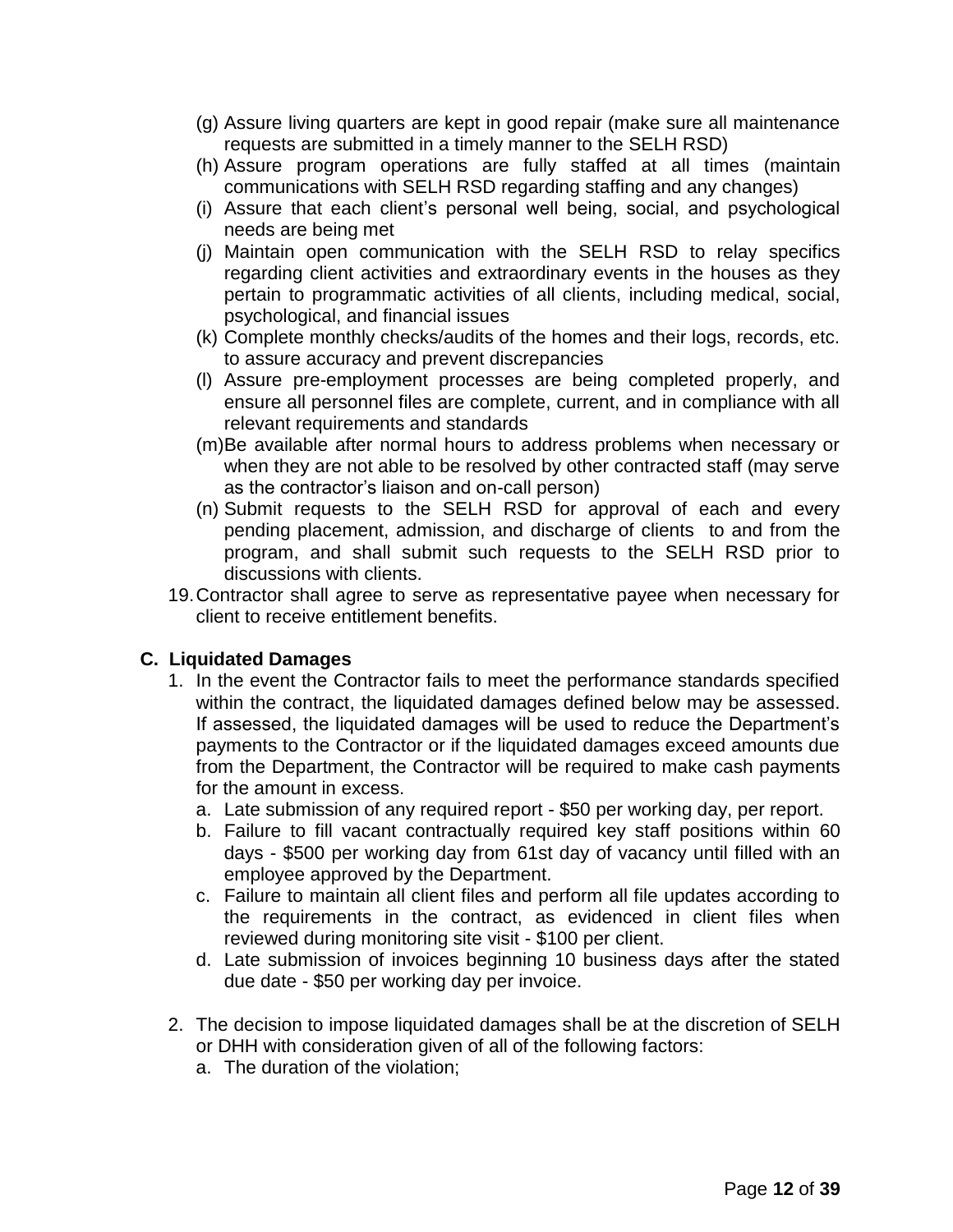(g) Assure living quarters are kept in good repair (make sure all maintenance requests are submitted in a timely manner to the SELH RSD)

(h) Assure program operations are fully staffed at all times (maintain communications with SELH RSD regarding staffing and any changes)

(i) Assure that each client's personal well being, social, and psychological needs are being met

(j) Maintain open communication with the SELH RSD to relay specifics regarding client activities and extraordinary events in the houses as they pertain to programmatic activities of all clients, including medical, social, psychological, and financial issues

(k) Complete monthly checks/audits of the homes and their logs, records, etc. to assure accuracy and prevent discrepancies

(l) Assure pre-employment processes are being completed properly, and ensure all personnel files are complete, current, and in compliance with all relevant requirements and standards

(m) Be available after normal hours to address problems when necessary or when they are not able to be resolved by other contracted staff (may serve as the contractor's liaison and on-call person)

(n) Submit requests to the SELH RSD for approval of each and every pending placement, admission, and discharge of clients to and from the program, and shall submit such requests to the SELH RSD prior to discussions with clients.

19. Contractor shall agree to serve as representative payee when necessary for client to receive entitlement benefits.

### C. Liquidated Damages

1. In the event the Contractor fails to meet the performance standards specified within the contract, the liquidated damages defined below may be assessed. If assessed, the liquidated damages will be used to reduce the Department's payments to the Contractor or if the liquidated damages exceed amounts due from the Department, the Contractor will be required to make cash payments for the amount in excess.
   a. Late submission of any required report - $50 per working day, per report.
   b. Failure to fill vacant contractually required key staff positions within 60 days - $500 per working day from 61st day of vacancy until filled with an employee approved by the Department.
   c. Failure to maintain all client files and perform all file updates according to the requirements in the contract, as evidenced in client files when reviewed during monitoring site visit - $100 per client.
   d. Late submission of invoices beginning 10 business days after the stated due date - $50 per working day per invoice.

2. The decision to impose liquidated damages shall be at the discretion of SELH or DHH with consideration given of all of the following factors:
   a. The duration of the violation;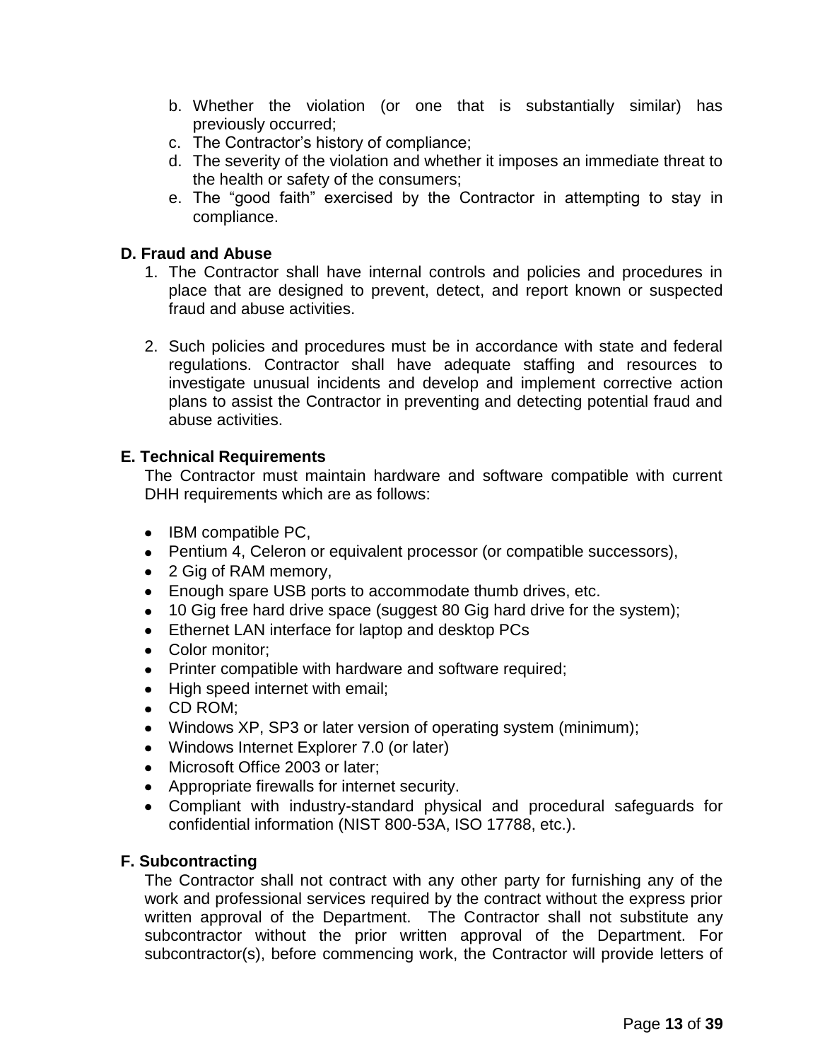b. Whether the violation (or one that is substantially similar) has previously occurred;
c. The Contractor's history of compliance;
d. The severity of the violation and whether it imposes an immediate threat to the health or safety of the consumers;
e. The "good faith" exercised by the Contractor in attempting to stay in compliance.

**D. Fraud and Abuse**

1. The Contractor shall have internal controls and policies and procedures in place that are designed to prevent, detect, and report known or suspected fraud and abuse activities.

2. Such policies and procedures must be in accordance with state and federal regulations. Contractor shall have adequate staffing and resources to investigate unusual incidents and develop and implement corrective action plans to assist the Contractor in preventing and detecting potential fraud and abuse activities.

**E. Technical Requirements**

The Contractor must maintain hardware and software compatible with current DHH requirements which are as follows:

- IBM compatible PC,
- Pentium 4, Celeron or equivalent processor (or compatible successors),
- 2 Gig of RAM memory,
- Enough spare USB ports to accommodate thumb drives, etc.
- 10 Gig free hard drive space (suggest 80 Gig hard drive for the system);
- Ethernet LAN interface for laptop and desktop PCs
- Color monitor;
- Printer compatible with hardware and software required;
- High speed internet with email;
- CD ROM;
- Windows XP, SP3 or later version of operating system (minimum);
- Windows Internet Explorer 7.0 (or later)
- Microsoft Office 2003 or later;
- Appropriate firewalls for internet security.
- Compliant with industry-standard physical and procedural safeguards for confidential information (NIST 800-53A, ISO 17788, etc.).

**F. Subcontracting**

The Contractor shall not contract with any other party for furnishing any of the work and professional services required by the contract without the express prior written approval of the Department. The Contractor shall not substitute any subcontractor without the prior written approval of the Department. For subcontractor(s), before commencing work, the Contractor will provide letters of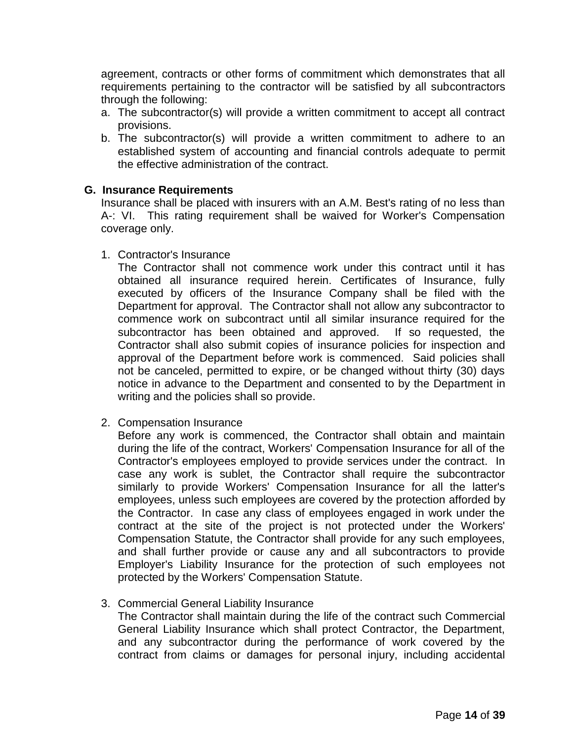agreement, contracts or other forms of commitment which demonstrates that all requirements pertaining to the contractor will be satisfied by all subcontractors through the following:

a. The subcontractor(s) will provide a written commitment to accept all contract provisions.
b. The subcontractor(s) will provide a written commitment to adhere to an established system of accounting and financial controls adequate to permit the effective administration of the contract.

## G. Insurance Requirements

Insurance shall be placed with insurers with an A.M. Best's rating of no less than A-: VI. This rating requirement shall be waived for Worker's Compensation coverage only.

1. Contractor's Insurance

   The Contractor shall not commence work under this contract until it has obtained all insurance required herein. Certificates of Insurance, fully executed by officers of the Insurance Company shall be filed with the Department for approval. The Contractor shall not allow any subcontractor to commence work on subcontract until all similar insurance required for the subcontractor has been obtained and approved. If so requested, the Contractor shall also submit copies of insurance policies for inspection and approval of the Department before work is commenced. Said policies shall not be canceled, permitted to expire, or be changed without thirty (30) days notice in advance to the Department and consented to by the Department in writing and the policies shall so provide.

2. Compensation Insurance

   Before any work is commenced, the Contractor shall obtain and maintain during the life of the contract, Workers' Compensation Insurance for all of the Contractor's employees employed to provide services under the contract. In case any work is sublet, the Contractor shall require the subcontractor similarly to provide Workers' Compensation Insurance for all the latter's employees, unless such employees are covered by the protection afforded by the Contractor. In case any class of employees engaged in work under the contract at the site of the project is not protected under the Workers' Compensation Statute, the Contractor shall provide for any such employees, and shall further provide or cause any and all subcontractors to provide Employer's Liability Insurance for the protection of such employees not protected by the Workers' Compensation Statute.

3. Commercial General Liability Insurance

   The Contractor shall maintain during the life of the contract such Commercial General Liability Insurance which shall protect Contractor, the Department, and any subcontractor during the performance of work covered by the contract from claims or damages for personal injury, including accidental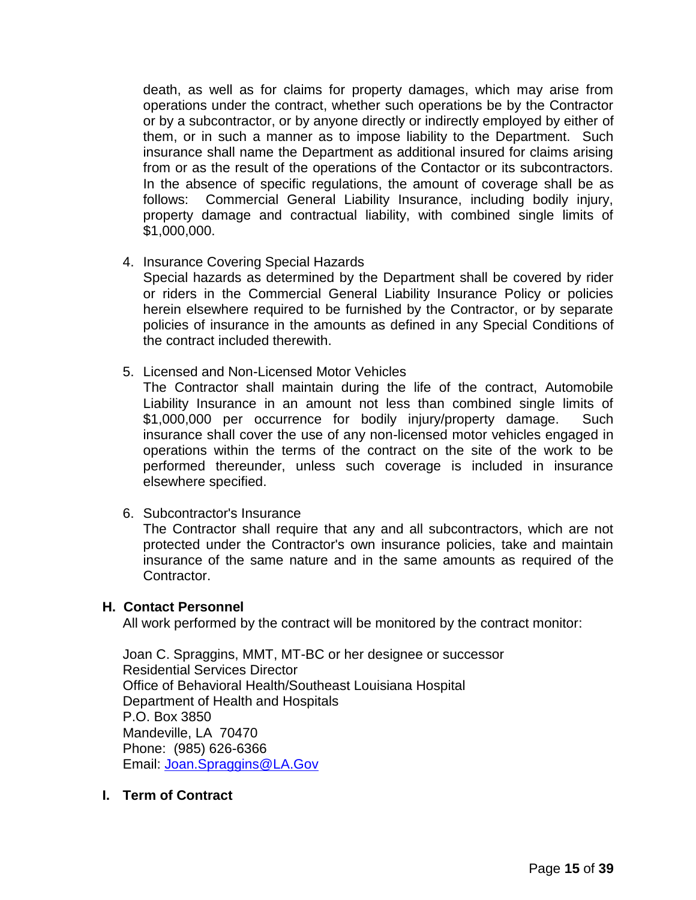death, as well as for claims for property damages, which may arise from operations under the contract, whether such operations be by the Contractor or by a subcontractor, or by anyone directly or indirectly employed by either of them, or in such a manner as to impose liability to the Department. Such insurance shall name the Department as additional insured for claims arising from or as the result of the operations of the Contactor or its subcontractors. In the absence of specific regulations, the amount of coverage shall be as follows: Commercial General Liability Insurance, including bodily injury, property damage and contractual liability, with combined single limits of $1,000,000.

4. Insurance Covering Special Hazards
   Special hazards as determined by the Department shall be covered by rider or riders in the Commercial General Liability Insurance Policy or policies herein elsewhere required to be furnished by the Contractor, or by separate policies of insurance in the amounts as defined in any Special Conditions of the contract included therewith.

5. Licensed and Non-Licensed Motor Vehicles
   The Contractor shall maintain during the life of the contract, Automobile Liability Insurance in an amount not less than combined single limits of $1,000,000 per occurrence for bodily injury/property damage. Such insurance shall cover the use of any non-licensed motor vehicles engaged in operations within the terms of the contract on the site of the work to be performed thereunder, unless such coverage is included in insurance elsewhere specified.

6. Subcontractor's Insurance
   The Contractor shall require that any and all subcontractors, which are not protected under the Contractor's own insurance policies, take and maintain insurance of the same nature and in the same amounts as required of the Contractor.

### H. Contact Personnel

All work performed by the contract will be monitored by the contract monitor:

Joan C. Spraggins, MMT, MT-BC or her designee or successor
Residential Services Director
Office of Behavioral Health/Southeast Louisiana Hospital
Department of Health and Hospitals
P.O. Box 3850
Mandeville, LA 70470
Phone: (985) 626-6366
Email: Joan.Spraggins@LA.Gov

### I. Term of Contract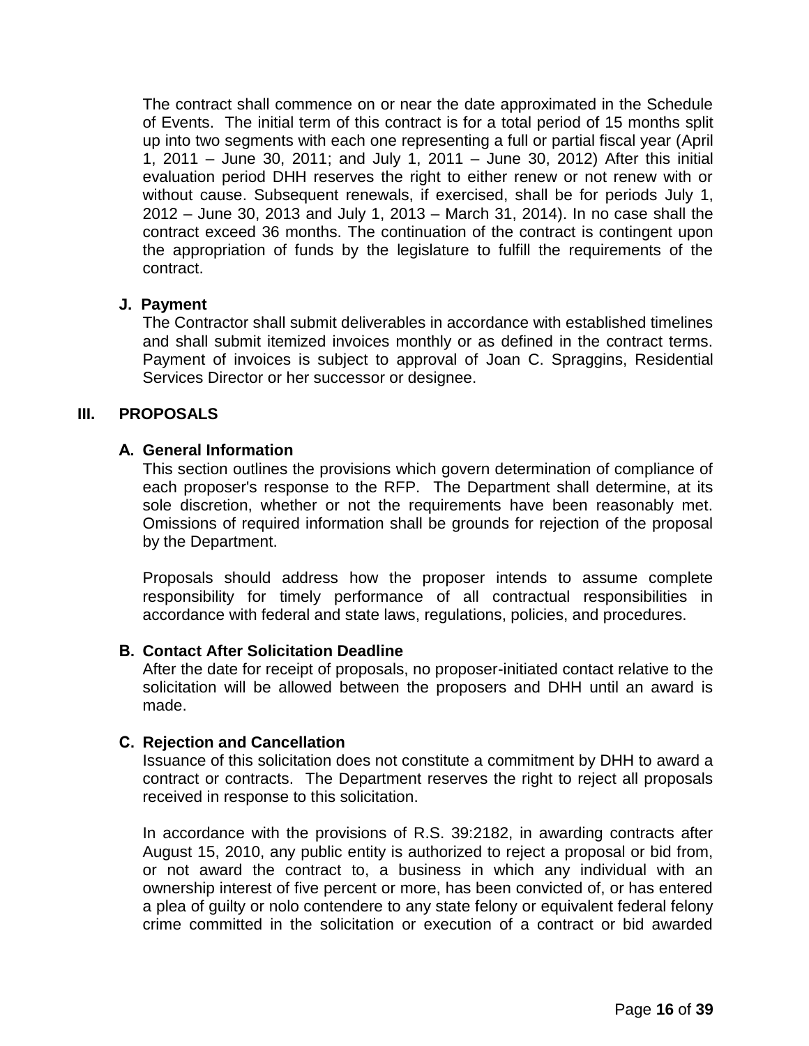The contract shall commence on or near the date approximated in the Schedule of Events. The initial term of this contract is for a total period of 15 months split up into two segments with each one representing a full or partial fiscal year (April 1, 2011 – June 30, 2011; and July 1, 2011 – June 30, 2012) After this initial evaluation period DHH reserves the right to either renew or not renew with or without cause. Subsequent renewals, if exercised, shall be for periods July 1, 2012 – June 30, 2013 and July 1, 2013 – March 31, 2014). In no case shall the contract exceed 36 months. The continuation of the contract is contingent upon the appropriation of funds by the legislature to fulfill the requirements of the contract.

### J. Payment

The Contractor shall submit deliverables in accordance with established timelines and shall submit itemized invoices monthly or as defined in the contract terms. Payment of invoices is subject to approval of Joan C. Spraggins, Residential Services Director or her successor or designee.

## III. PROPOSALS

### A. General Information

This section outlines the provisions which govern determination of compliance of each proposer's response to the RFP. The Department shall determine, at its sole discretion, whether or not the requirements have been reasonably met. Omissions of required information shall be grounds for rejection of the proposal by the Department.

Proposals should address how the proposer intends to assume complete responsibility for timely performance of all contractual responsibilities in accordance with federal and state laws, regulations, policies, and procedures.

### B. Contact After Solicitation Deadline

After the date for receipt of proposals, no proposer-initiated contact relative to the solicitation will be allowed between the proposers and DHH until an award is made.

### C. Rejection and Cancellation

Issuance of this solicitation does not constitute a commitment by DHH to award a contract or contracts. The Department reserves the right to reject all proposals received in response to this solicitation.

In accordance with the provisions of R.S. 39:2182, in awarding contracts after August 15, 2010, any public entity is authorized to reject a proposal or bid from, or not award the contract to, a business in which any individual with an ownership interest of five percent or more, has been convicted of, or has entered a plea of guilty or nolo contendere to any state felony or equivalent federal felony crime committed in the solicitation or execution of a contract or bid awarded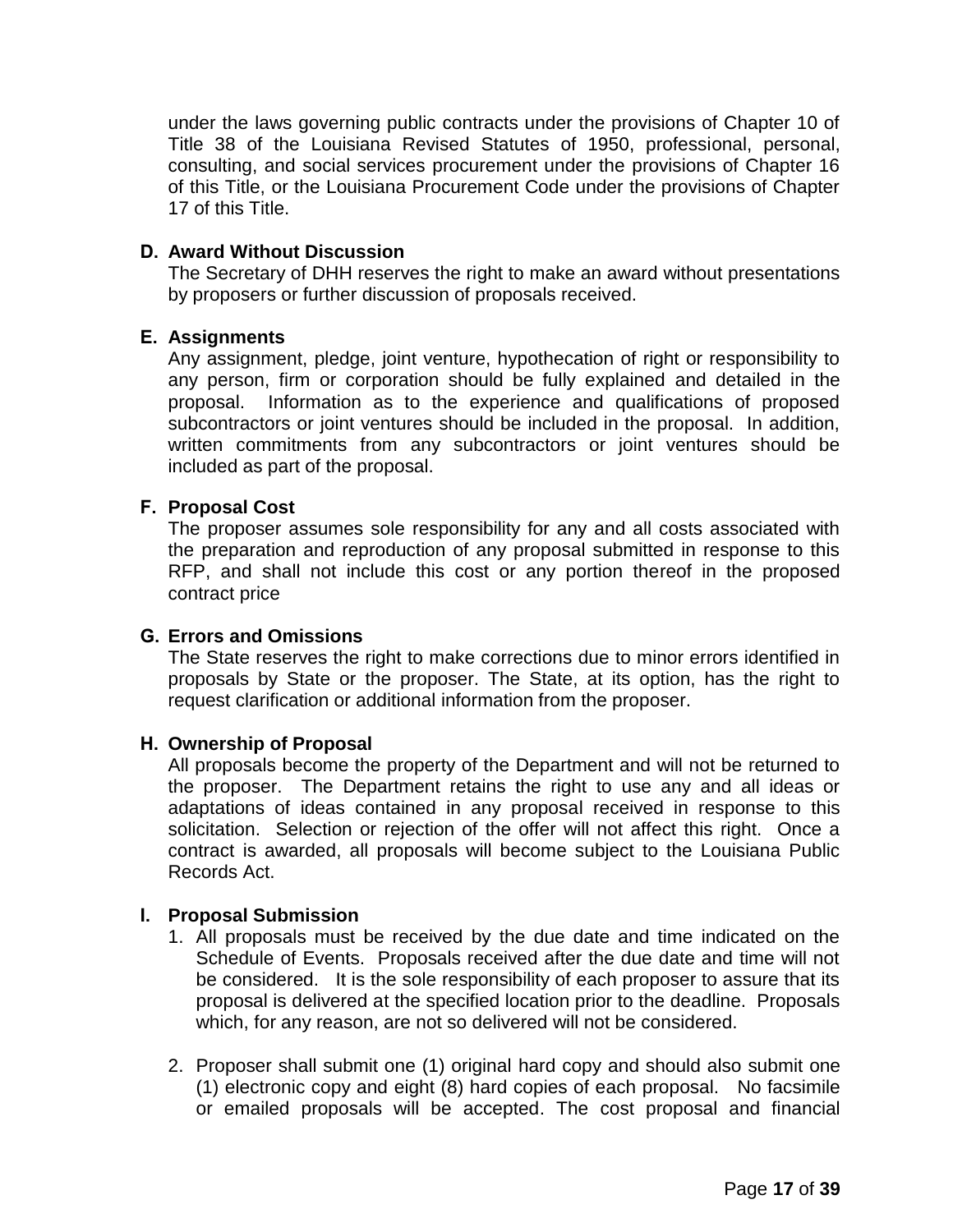under the laws governing public contracts under the provisions of Chapter 10 of Title 38 of the Louisiana Revised Statutes of 1950, professional, personal, consulting, and social services procurement under the provisions of Chapter 16 of this Title, or the Louisiana Procurement Code under the provisions of Chapter 17 of this Title.

**D. Award Without Discussion**

The Secretary of DHH reserves the right to make an award without presentations by proposers or further discussion of proposals received.

**E. Assignments**

Any assignment, pledge, joint venture, hypothecation of right or responsibility to any person, firm or corporation should be fully explained and detailed in the proposal. Information as to the experience and qualifications of proposed subcontractors or joint ventures should be included in the proposal. In addition, written commitments from any subcontractors or joint ventures should be included as part of the proposal.

**F. Proposal Cost**

The proposer assumes sole responsibility for any and all costs associated with the preparation and reproduction of any proposal submitted in response to this RFP, and shall not include this cost or any portion thereof in the proposed contract price

**G. Errors and Omissions**

The State reserves the right to make corrections due to minor errors identified in proposals by State or the proposer. The State, at its option, has the right to request clarification or additional information from the proposer.

**H. Ownership of Proposal**

All proposals become the property of the Department and will not be returned to the proposer. The Department retains the right to use any and all ideas or adaptations of ideas contained in any proposal received in response to this solicitation. Selection or rejection of the offer will not affect this right. Once a contract is awarded, all proposals will become subject to the Louisiana Public Records Act.

**I. Proposal Submission**

1. All proposals must be received by the due date and time indicated on the Schedule of Events. Proposals received after the due date and time will not be considered. It is the sole responsibility of each proposer to assure that its proposal is delivered at the specified location prior to the deadline. Proposals which, for any reason, are not so delivered will not be considered.

2. Proposer shall submit one (1) original hard copy and should also submit one (1) electronic copy and eight (8) hard copies of each proposal. No facsimile or emailed proposals will be accepted. The cost proposal and financial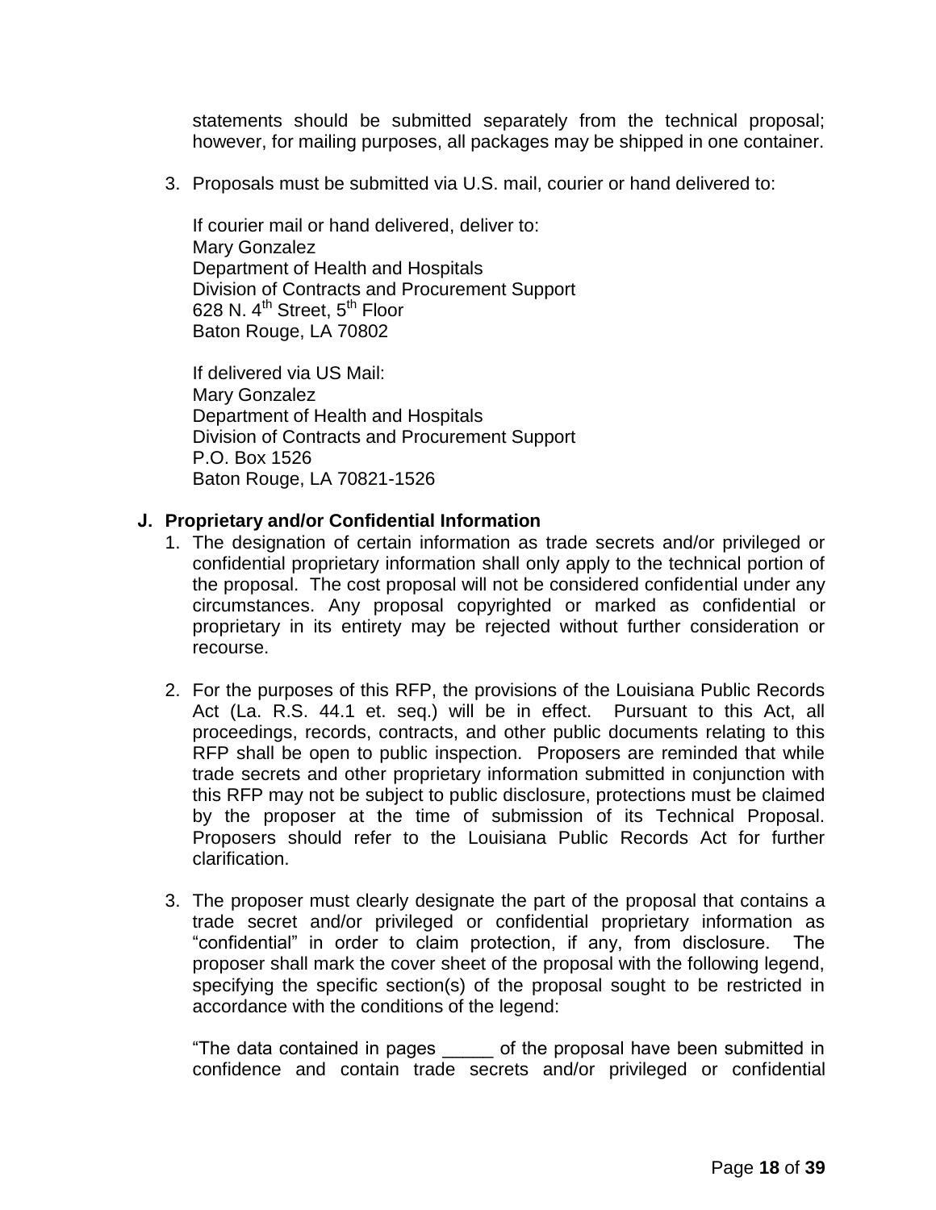statements should be submitted separately from the technical proposal; however, for mailing purposes, all packages may be shipped in one container.

3. Proposals must be submitted via U.S. mail, courier or hand delivered to:

   If courier mail or hand delivered, deliver to:
   Mary Gonzalez
   Department of Health and Hospitals
   Division of Contracts and Procurement Support
   628 N. 4th Street, 5th Floor
   Baton Rouge, LA 70802

   If delivered via US Mail:
   Mary Gonzalez
   Department of Health and Hospitals
   Division of Contracts and Procurement Support
   P.O. Box 1526
   Baton Rouge, LA 70821-1526

**J. Proprietary and/or Confidential Information**

1. The designation of certain information as trade secrets and/or privileged or confidential proprietary information shall only apply to the technical portion of the proposal. The cost proposal will not be considered confidential under any circumstances. Any proposal copyrighted or marked as confidential or proprietary in its entirety may be rejected without further consideration or recourse.

2. For the purposes of this RFP, the provisions of the Louisiana Public Records Act (La. R.S. 44.1 et. seq.) will be in effect. Pursuant to this Act, all proceedings, records, contracts, and other public documents relating to this RFP shall be open to public inspection. Proposers are reminded that while trade secrets and other proprietary information submitted in conjunction with this RFP may not be subject to public disclosure, protections must be claimed by the proposer at the time of submission of its Technical Proposal. Proposers should refer to the Louisiana Public Records Act for further clarification.

3. The proposer must clearly designate the part of the proposal that contains a trade secret and/or privileged or confidential proprietary information as "confidential" in order to claim protection, if any, from disclosure. The proposer shall mark the cover sheet of the proposal with the following legend, specifying the specific section(s) of the proposal sought to be restricted in accordance with the conditions of the legend:

   "The data contained in pages _____ of the proposal have been submitted in confidence and contain trade secrets and/or privileged or confidential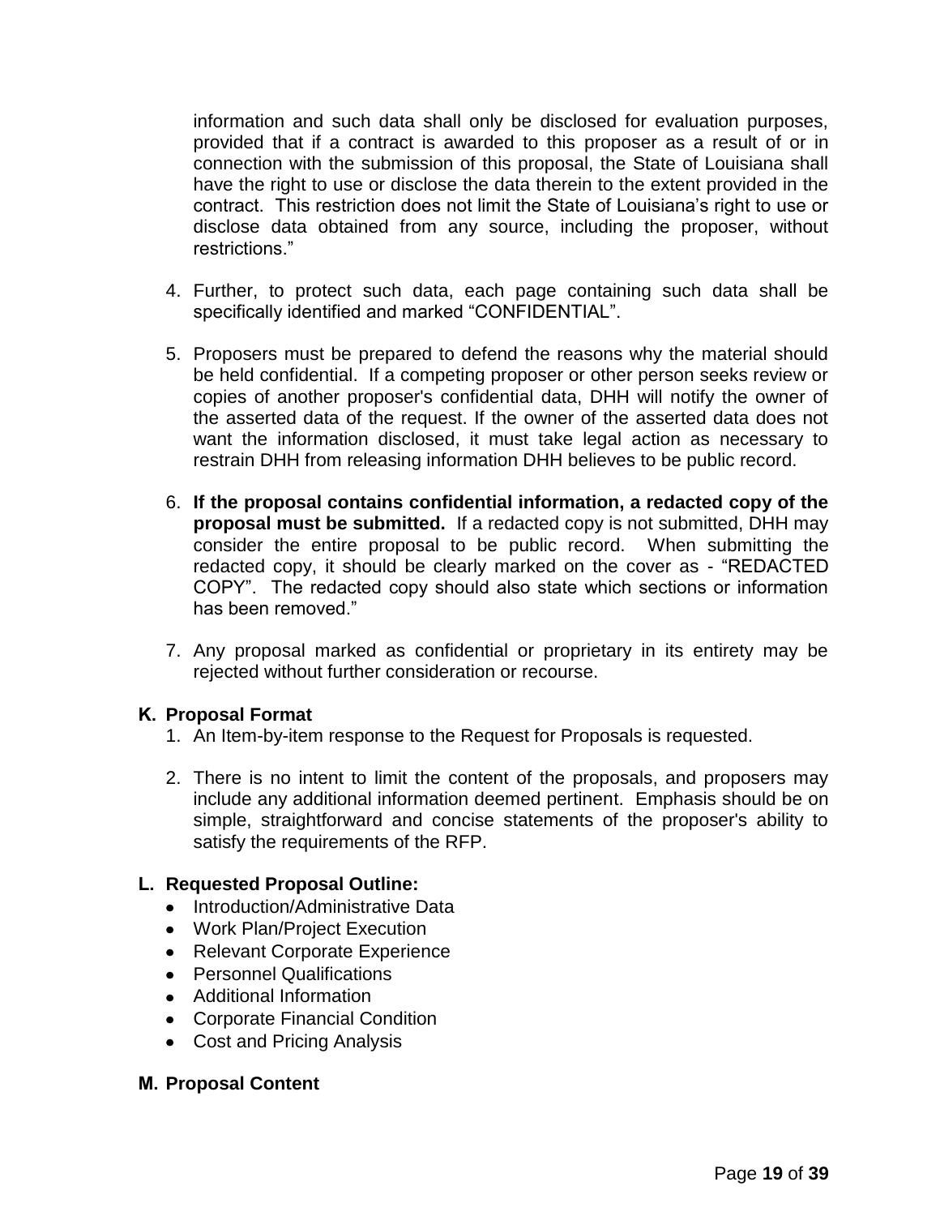information and such data shall only be disclosed for evaluation purposes, provided that if a contract is awarded to this proposer as a result of or in connection with the submission of this proposal, the State of Louisiana shall have the right to use or disclose the data therein to the extent provided in the contract. This restriction does not limit the State of Louisiana's right to use or disclose data obtained from any source, including the proposer, without restrictions."

4. Further, to protect such data, each page containing such data shall be specifically identified and marked "CONFIDENTIAL".

5. Proposers must be prepared to defend the reasons why the material should be held confidential. If a competing proposer or other person seeks review or copies of another proposer's confidential data, DHH will notify the owner of the asserted data of the request. If the owner of the asserted data does not want the information disclosed, it must take legal action as necessary to restrain DHH from releasing information DHH believes to be public record.

6. **If the proposal contains confidential information, a redacted copy of the proposal must be submitted.** If a redacted copy is not submitted, DHH may consider the entire proposal to be public record. When submitting the redacted copy, it should be clearly marked on the cover as - "REDACTED COPY". The redacted copy should also state which sections or information has been removed."

7. Any proposal marked as confidential or proprietary in its entirety may be rejected without further consideration or recourse.

### K. Proposal Format

1. An Item-by-item response to the Request for Proposals is requested.

2. There is no intent to limit the content of the proposals, and proposers may include any additional information deemed pertinent. Emphasis should be on simple, straightforward and concise statements of the proposer's ability to satisfy the requirements of the RFP.

### L. Requested Proposal Outline:

- Introduction/Administrative Data
- Work Plan/Project Execution
- Relevant Corporate Experience
- Personnel Qualifications
- Additional Information
- Corporate Financial Condition
- Cost and Pricing Analysis

### M. Proposal Content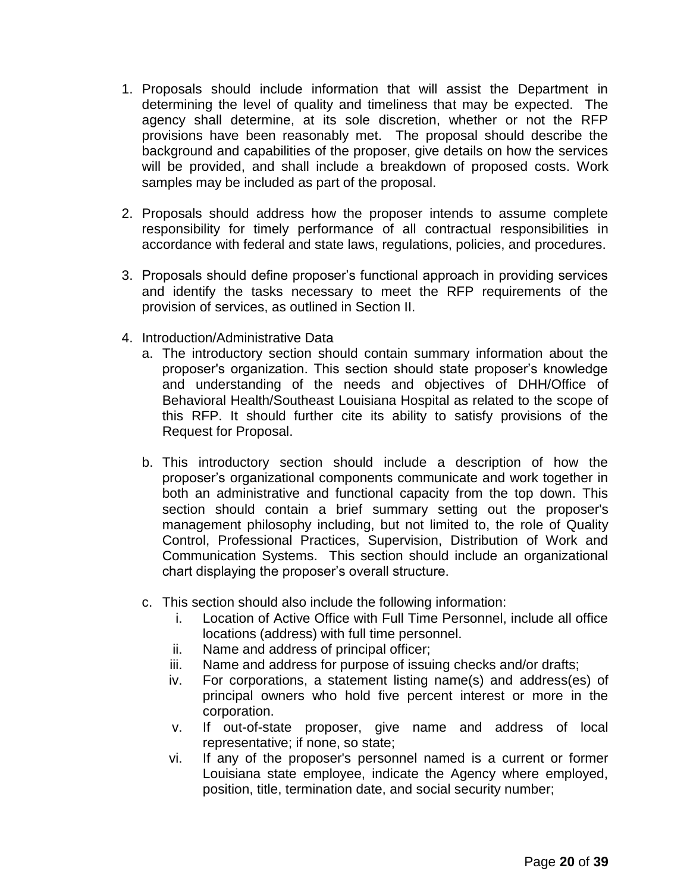1. Proposals should include information that will assist the Department in determining the level of quality and timeliness that may be expected. The agency shall determine, at its sole discretion, whether or not the RFP provisions have been reasonably met. The proposal should describe the background and capabilities of the proposer, give details on how the services will be provided, and shall include a breakdown of proposed costs. Work samples may be included as part of the proposal.

2. Proposals should address how the proposer intends to assume complete responsibility for timely performance of all contractual responsibilities in accordance with federal and state laws, regulations, policies, and procedures.

3. Proposals should define proposer's functional approach in providing services and identify the tasks necessary to meet the RFP requirements of the provision of services, as outlined in Section II.

4. Introduction/Administrative Data
   a. The introductory section should contain summary information about the proposer's organization. This section should state proposer's knowledge and understanding of the needs and objectives of DHH/Office of Behavioral Health/Southeast Louisiana Hospital as related to the scope of this RFP. It should further cite its ability to satisfy provisions of the Request for Proposal.

   b. This introductory section should include a description of how the proposer's organizational components communicate and work together in both an administrative and functional capacity from the top down. This section should contain a brief summary setting out the proposer's management philosophy including, but not limited to, the role of Quality Control, Professional Practices, Supervision, Distribution of Work and Communication Systems. This section should include an organizational chart displaying the proposer's overall structure.

   c. This section should also include the following information:
      i. Location of Active Office with Full Time Personnel, include all office locations (address) with full time personnel.
      ii. Name and address of principal officer;
      iii. Name and address for purpose of issuing checks and/or drafts;
      iv. For corporations, a statement listing name(s) and address(es) of principal owners who hold five percent interest or more in the corporation.
      v. If out-of-state proposer, give name and address of local representative; if none, so state;
      vi. If any of the proposer's personnel named is a current or former Louisiana state employee, indicate the Agency where employed, position, title, termination date, and social security number;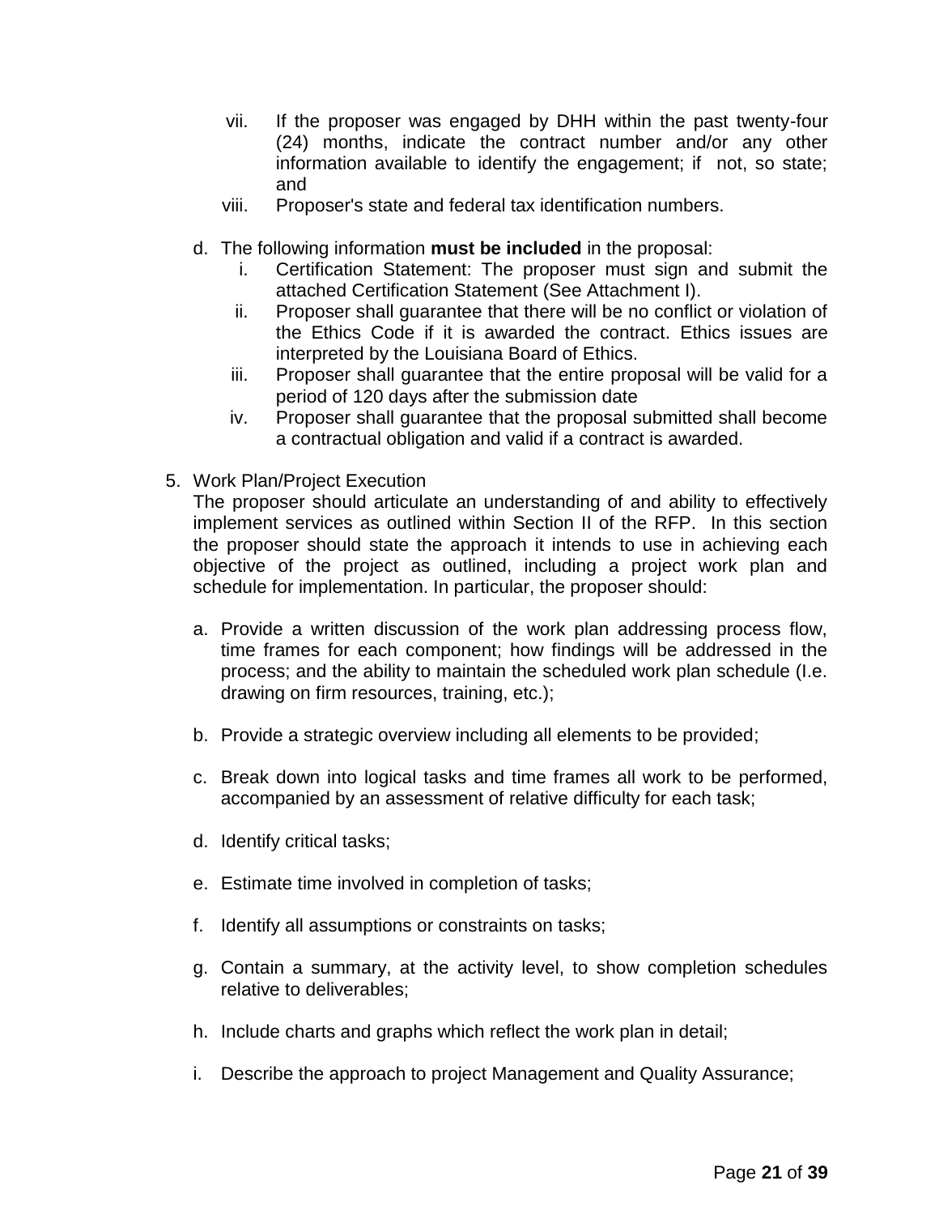vii. If the proposer was engaged by DHH within the past twenty-four (24) months, indicate the contract number and/or any other information available to identify the engagement; if not, so state; and

viii. Proposer's state and federal tax identification numbers.

d. The following information **must be included** in the proposal:

i. Certification Statement: The proposer must sign and submit the attached Certification Statement (See Attachment I).

ii. Proposer shall guarantee that there will be no conflict or violation of the Ethics Code if it is awarded the contract. Ethics issues are interpreted by the Louisiana Board of Ethics.

iii. Proposer shall guarantee that the entire proposal will be valid for a period of 120 days after the submission date

iv. Proposer shall guarantee that the proposal submitted shall become a contractual obligation and valid if a contract is awarded.

5. Work Plan/Project Execution

The proposer should articulate an understanding of and ability to effectively implement services as outlined within Section II of the RFP. In this section the proposer should state the approach it intends to use in achieving each objective of the project as outlined, including a project work plan and schedule for implementation. In particular, the proposer should:

a. Provide a written discussion of the work plan addressing process flow, time frames for each component; how findings will be addressed in the process; and the ability to maintain the scheduled work plan schedule (I.e. drawing on firm resources, training, etc.);

b. Provide a strategic overview including all elements to be provided;

c. Break down into logical tasks and time frames all work to be performed, accompanied by an assessment of relative difficulty for each task;

d. Identify critical tasks;

e. Estimate time involved in completion of tasks;

f. Identify all assumptions or constraints on tasks;

g. Contain a summary, at the activity level, to show completion schedules relative to deliverables;

h. Include charts and graphs which reflect the work plan in detail;

i. Describe the approach to project Management and Quality Assurance;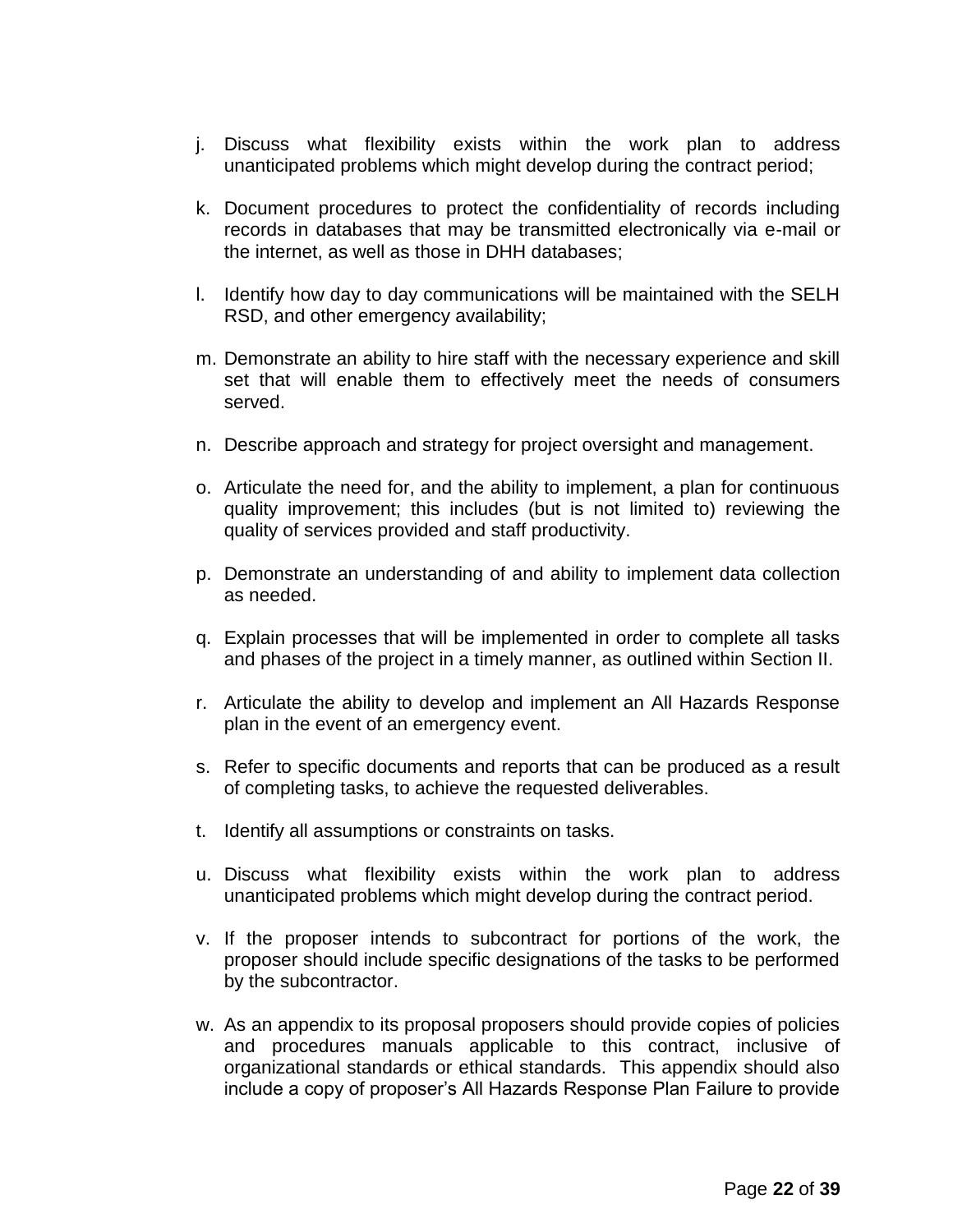j. Discuss what flexibility exists within the work plan to address unanticipated problems which might develop during the contract period;

k. Document procedures to protect the confidentiality of records including records in databases that may be transmitted electronically via e-mail or the internet, as well as those in DHH databases;

l. Identify how day to day communications will be maintained with the SELH RSD, and other emergency availability;

m. Demonstrate an ability to hire staff with the necessary experience and skill set that will enable them to effectively meet the needs of consumers served.

n. Describe approach and strategy for project oversight and management.

o. Articulate the need for, and the ability to implement, a plan for continuous quality improvement; this includes (but is not limited to) reviewing the quality of services provided and staff productivity.

p. Demonstrate an understanding of and ability to implement data collection as needed.

q. Explain processes that will be implemented in order to complete all tasks and phases of the project in a timely manner, as outlined within Section II.

r. Articulate the ability to develop and implement an All Hazards Response plan in the event of an emergency event.

s. Refer to specific documents and reports that can be produced as a result of completing tasks, to achieve the requested deliverables.

t. Identify all assumptions or constraints on tasks.

u. Discuss what flexibility exists within the work plan to address unanticipated problems which might develop during the contract period.

v. If the proposer intends to subcontract for portions of the work, the proposer should include specific designations of the tasks to be performed by the subcontractor.

w. As an appendix to its proposal proposers should provide copies of policies and procedures manuals applicable to this contract, inclusive of organizational standards or ethical standards. This appendix should also include a copy of proposer's All Hazards Response Plan Failure to provide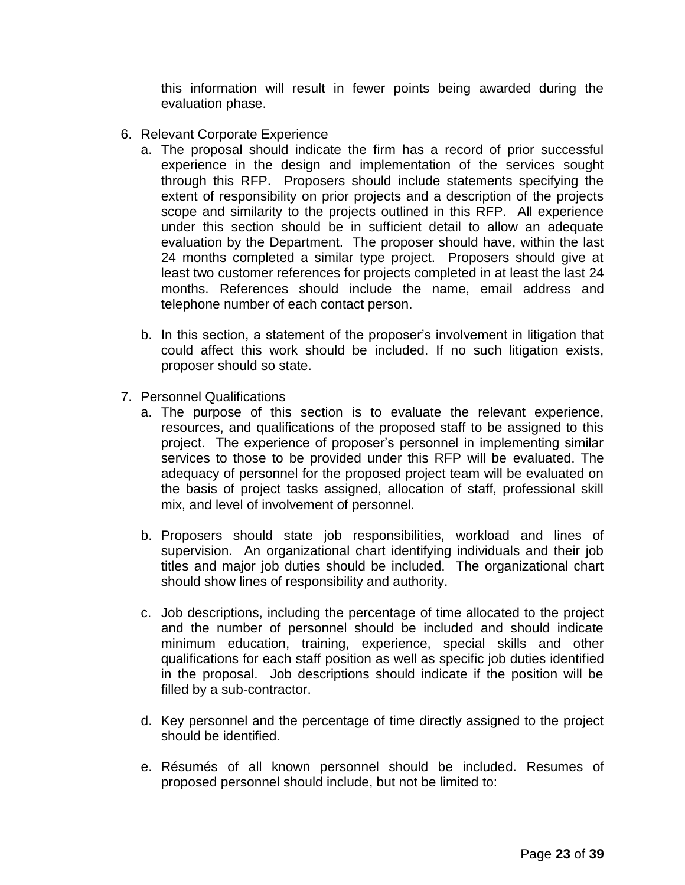this information will result in fewer points being awarded during the evaluation phase.

6. Relevant Corporate Experience
   a. The proposal should indicate the firm has a record of prior successful experience in the design and implementation of the services sought through this RFP. Proposers should include statements specifying the extent of responsibility on prior projects and a description of the projects scope and similarity to the projects outlined in this RFP. All experience under this section should be in sufficient detail to allow an adequate evaluation by the Department. The proposer should have, within the last 24 months completed a similar type project. Proposers should give at least two customer references for projects completed in at least the last 24 months. References should include the name, email address and telephone number of each contact person.

   b. In this section, a statement of the proposer's involvement in litigation that could affect this work should be included. If no such litigation exists, proposer should so state.

7. Personnel Qualifications
   a. The purpose of this section is to evaluate the relevant experience, resources, and qualifications of the proposed staff to be assigned to this project. The experience of proposer's personnel in implementing similar services to those to be provided under this RFP will be evaluated. The adequacy of personnel for the proposed project team will be evaluated on the basis of project tasks assigned, allocation of staff, professional skill mix, and level of involvement of personnel.

   b. Proposers should state job responsibilities, workload and lines of supervision. An organizational chart identifying individuals and their job titles and major job duties should be included. The organizational chart should show lines of responsibility and authority.

   c. Job descriptions, including the percentage of time allocated to the project and the number of personnel should be included and should indicate minimum education, training, experience, special skills and other qualifications for each staff position as well as specific job duties identified in the proposal. Job descriptions should indicate if the position will be filled by a sub-contractor.

   d. Key personnel and the percentage of time directly assigned to the project should be identified.

   e. Résumés of all known personnel should be included. Resumes of proposed personnel should include, but not be limited to: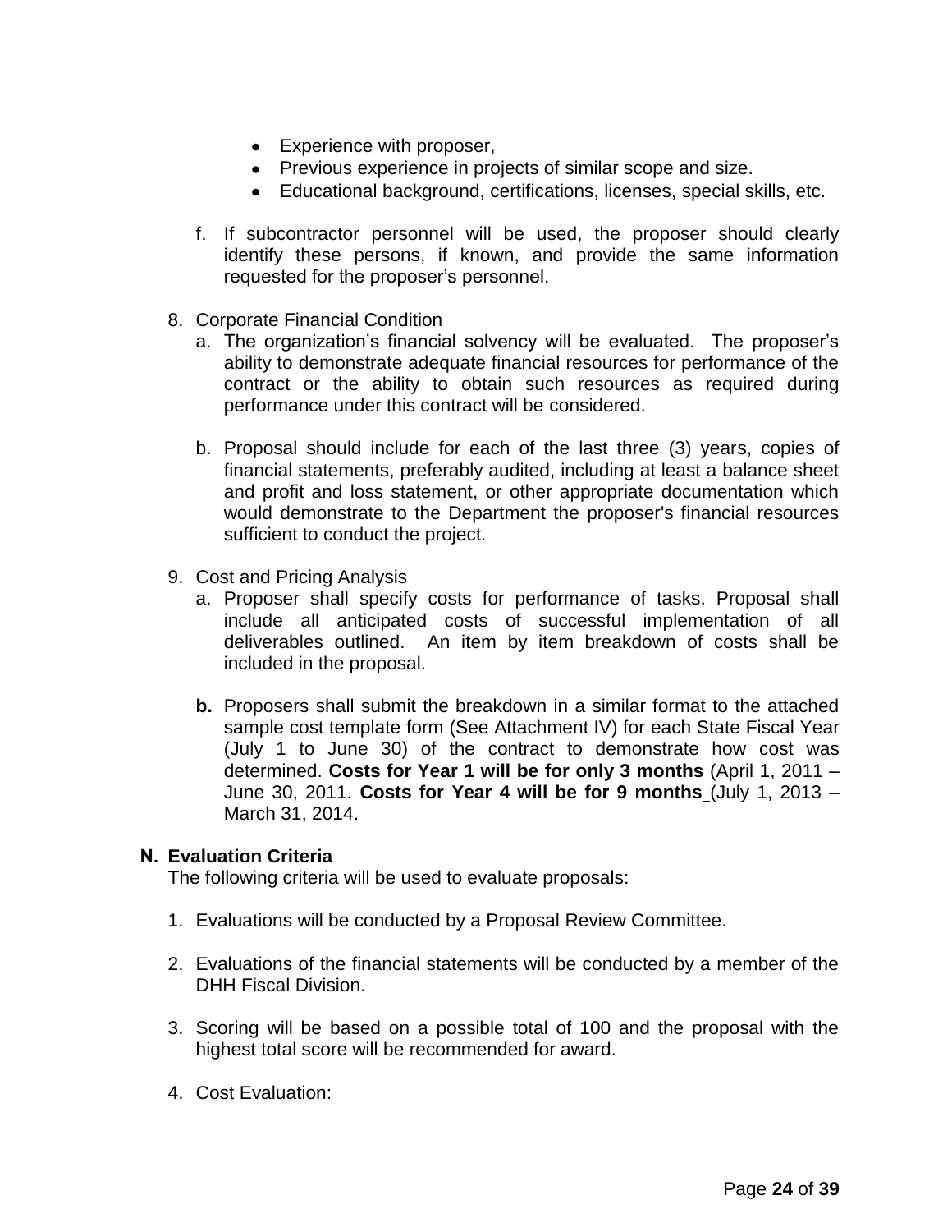- Experience with proposer,
- Previous experience in projects of similar scope and size.
- Educational background, certifications, licenses, special skills, etc.

f. If subcontractor personnel will be used, the proposer should clearly identify these persons, if known, and provide the same information requested for the proposer's personnel.

8. Corporate Financial Condition
   a. The organization's financial solvency will be evaluated. The proposer's ability to demonstrate adequate financial resources for performance of the contract or the ability to obtain such resources as required during performance under this contract will be considered.

   b. Proposal should include for each of the last three (3) years, copies of financial statements, preferably audited, including at least a balance sheet and profit and loss statement, or other appropriate documentation which would demonstrate to the Department the proposer's financial resources sufficient to conduct the project.

9. Cost and Pricing Analysis
   a. Proposer shall specify costs for performance of tasks. Proposal shall include all anticipated costs of successful implementation of all deliverables outlined. An item by item breakdown of costs shall be included in the proposal.

   **b.** Proposers shall submit the breakdown in a similar format to the attached sample cost template form (See Attachment IV) for each State Fiscal Year (July 1 to June 30) of the contract to demonstrate how cost was determined. **Costs for Year 1 will be for only 3 months** (April 1, 2011 – June 30, 2011. **Costs for Year 4 will be for 9 months** (July 1, 2013 – March 31, 2014.

**N. Evaluation Criteria**

The following criteria will be used to evaluate proposals:

1. Evaluations will be conducted by a Proposal Review Committee.

2. Evaluations of the financial statements will be conducted by a member of the DHH Fiscal Division.

3. Scoring will be based on a possible total of 100 and the proposal with the highest total score will be recommended for award.

4. Cost Evaluation: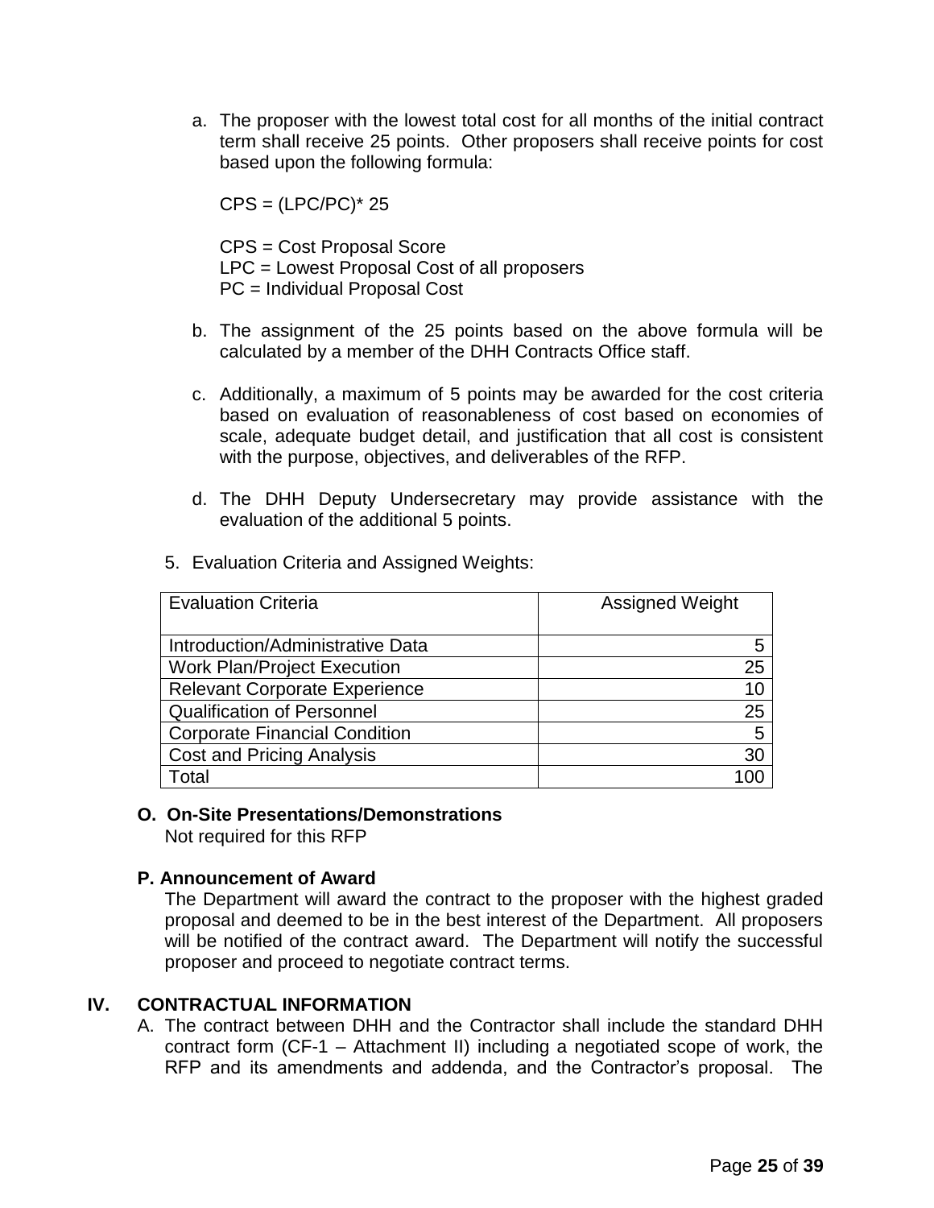a. The proposer with the lowest total cost for all months of the initial contract term shall receive 25 points. Other proposers shall receive points for cost based upon the following formula:

   CPS = (LPC/PC)* 25

   CPS = Cost Proposal Score
   LPC = Lowest Proposal Cost of all proposers
   PC = Individual Proposal Cost

b. The assignment of the 25 points based on the above formula will be calculated by a member of the DHH Contracts Office staff.

c. Additionally, a maximum of 5 points may be awarded for the cost criteria based on evaluation of reasonableness of cost based on economies of scale, adequate budget detail, and justification that all cost is consistent with the purpose, objectives, and deliverables of the RFP.

d. The DHH Deputy Undersecretary may provide assistance with the evaluation of the additional 5 points.

5. Evaluation Criteria and Assigned Weights:

| Evaluation Criteria | Assigned Weight |
|---|---|
| Introduction/Administrative Data | 5 |
| Work Plan/Project Execution | 25 |
| Relevant Corporate Experience | 10 |
| Qualification of Personnel | 25 |
| Corporate Financial Condition | 5 |
| Cost and Pricing Analysis | 30 |
| Total | 100 |

### O. On-Site Presentations/Demonstrations

Not required for this RFP

### P. Announcement of Award

The Department will award the contract to the proposer with the highest graded proposal and deemed to be in the best interest of the Department. All proposers will be notified of the contract award. The Department will notify the successful proposer and proceed to negotiate contract terms.

## IV. CONTRACTUAL INFORMATION

A. The contract between DHH and the Contractor shall include the standard DHH contract form (CF-1 – Attachment II) including a negotiated scope of work, the RFP and its amendments and addenda, and the Contractor's proposal. The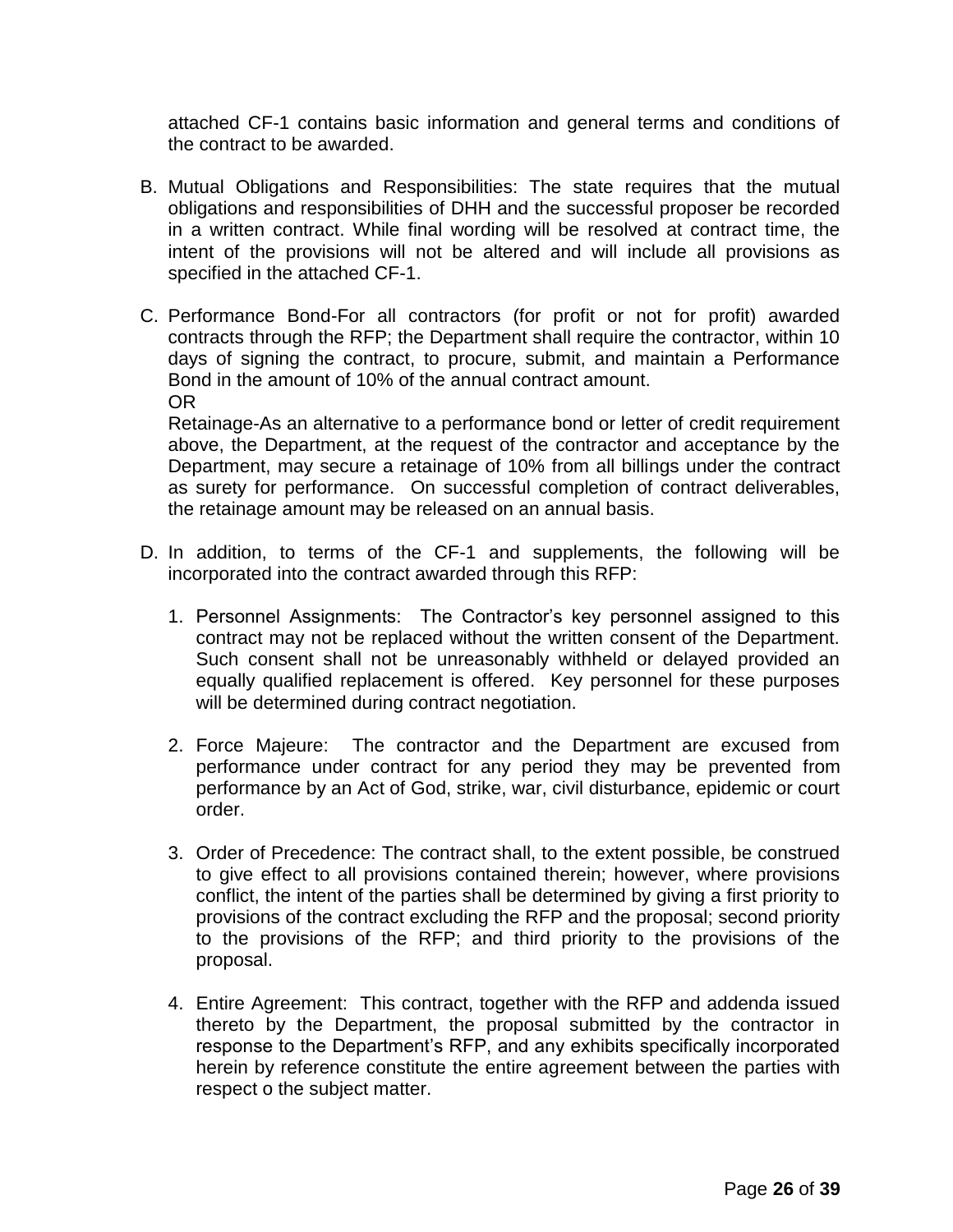attached CF-1 contains basic information and general terms and conditions of the contract to be awarded.

B. Mutual Obligations and Responsibilities: The state requires that the mutual obligations and responsibilities of DHH and the successful proposer be recorded in a written contract. While final wording will be resolved at contract time, the intent of the provisions will not be altered and will include all provisions as specified in the attached CF-1.

C. Performance Bond-For all contractors (for profit or not for profit) awarded contracts through the RFP; the Department shall require the contractor, within 10 days of signing the contract, to procure, submit, and maintain a Performance Bond in the amount of 10% of the annual contract amount.
   OR
   Retainage-As an alternative to a performance bond or letter of credit requirement above, the Department, at the request of the contractor and acceptance by the Department, may secure a retainage of 10% from all billings under the contract as surety for performance. On successful completion of contract deliverables, the retainage amount may be released on an annual basis.

D. In addition, to terms of the CF-1 and supplements, the following will be incorporated into the contract awarded through this RFP:

   1. Personnel Assignments: The Contractor's key personnel assigned to this contract may not be replaced without the written consent of the Department. Such consent shall not be unreasonably withheld or delayed provided an equally qualified replacement is offered. Key personnel for these purposes will be determined during contract negotiation.

   2. Force Majeure: The contractor and the Department are excused from performance under contract for any period they may be prevented from performance by an Act of God, strike, war, civil disturbance, epidemic or court order.

   3. Order of Precedence: The contract shall, to the extent possible, be construed to give effect to all provisions contained therein; however, where provisions conflict, the intent of the parties shall be determined by giving a first priority to provisions of the contract excluding the RFP and the proposal; second priority to the provisions of the RFP; and third priority to the provisions of the proposal.

   4. Entire Agreement: This contract, together with the RFP and addenda issued thereto by the Department, the proposal submitted by the contractor in response to the Department's RFP, and any exhibits specifically incorporated herein by reference constitute the entire agreement between the parties with respect o the subject matter.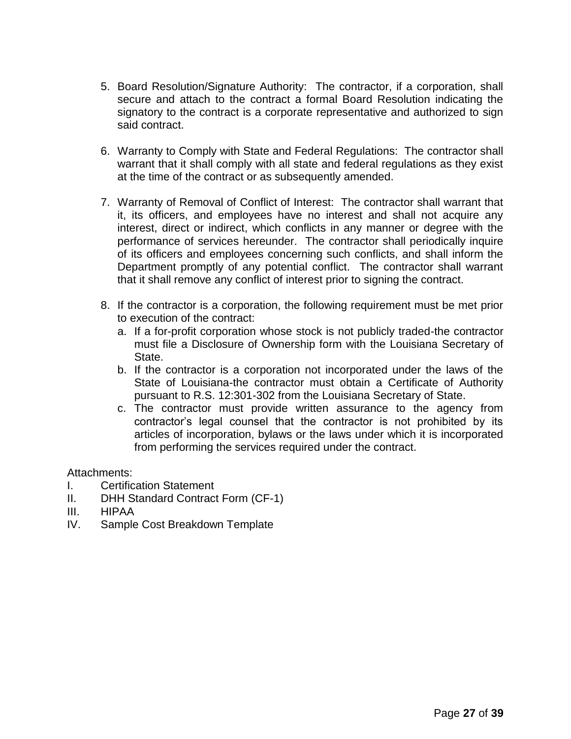5. Board Resolution/Signature Authority: The contractor, if a corporation, shall secure and attach to the contract a formal Board Resolution indicating the signatory to the contract is a corporate representative and authorized to sign said contract.

6. Warranty to Comply with State and Federal Regulations: The contractor shall warrant that it shall comply with all state and federal regulations as they exist at the time of the contract or as subsequently amended.

7. Warranty of Removal of Conflict of Interest: The contractor shall warrant that it, its officers, and employees have no interest and shall not acquire any interest, direct or indirect, which conflicts in any manner or degree with the performance of services hereunder. The contractor shall periodically inquire of its officers and employees concerning such conflicts, and shall inform the Department promptly of any potential conflict. The contractor shall warrant that it shall remove any conflict of interest prior to signing the contract.

8. If the contractor is a corporation, the following requirement must be met prior to execution of the contract:
   a. If a for-profit corporation whose stock is not publicly traded-the contractor must file a Disclosure of Ownership form with the Louisiana Secretary of State.
   b. If the contractor is a corporation not incorporated under the laws of the State of Louisiana-the contractor must obtain a Certificate of Authority pursuant to R.S. 12:301-302 from the Louisiana Secretary of State.
   c. The contractor must provide written assurance to the agency from contractor's legal counsel that the contractor is not prohibited by its articles of incorporation, bylaws or the laws under which it is incorporated from performing the services required under the contract.

Attachments:

I. Certification Statement
II. DHH Standard Contract Form (CF-1)
III. HIPAA
IV. Sample Cost Breakdown Template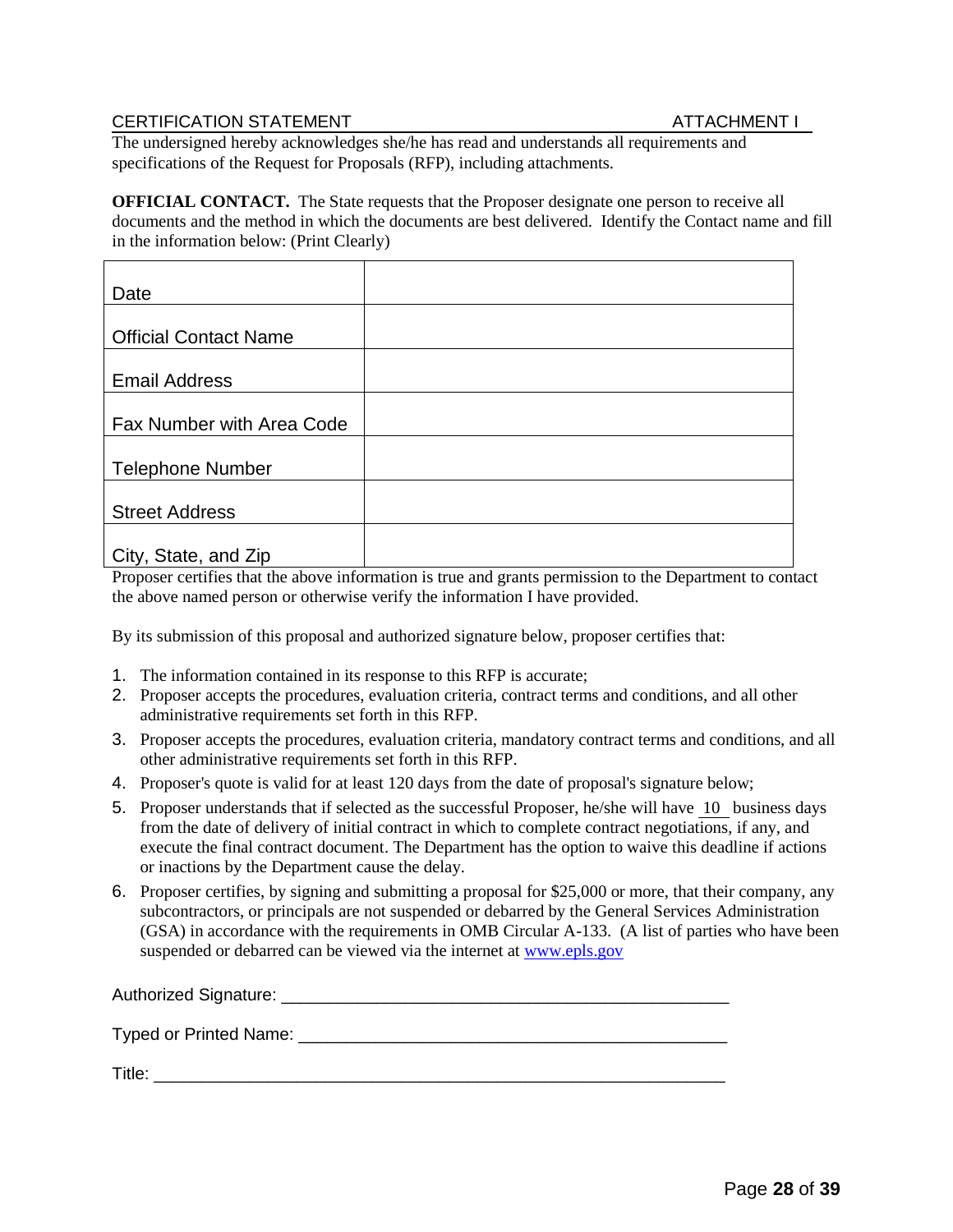CERTIFICATION STATEMENT ATTACHMENT I

The undersigned hereby acknowledges she/he has read and understands all requirements and specifications of the Request for Proposals (RFP), including attachments.

**OFFICIAL CONTACT.** The State requests that the Proposer designate one person to receive all documents and the method in which the documents are best delivered. Identify the Contact name and fill in the information below: (Print Clearly)

| | |
|---|---|
| Date | |
| Official Contact Name | |
| Email Address | |
| Fax Number with Area Code | |
| Telephone Number | |
| Street Address | |
| City, State, and Zip | |

Proposer certifies that the above information is true and grants permission to the Department to contact the above named person or otherwise verify the information I have provided.

By its submission of this proposal and authorized signature below, proposer certifies that:

1. The information contained in its response to this RFP is accurate;
2. Proposer accepts the procedures, evaluation criteria, contract terms and conditions, and all other administrative requirements set forth in this RFP.
3. Proposer accepts the procedures, evaluation criteria, mandatory contract terms and conditions, and all other administrative requirements set forth in this RFP.
4. Proposer's quote is valid for at least 120 days from the date of proposal's signature below;
5. Proposer understands that if selected as the successful Proposer, he/she will have 10 business days from the date of delivery of initial contract in which to complete contract negotiations, if any, and execute the final contract document. The Department has the option to waive this deadline if actions or inactions by the Department cause the delay.
6. Proposer certifies, by signing and submitting a proposal for $25,000 or more, that their company, any subcontractors, or principals are not suspended or debarred by the General Services Administration (GSA) in accordance with the requirements in OMB Circular A-133. (A list of parties who have been suspended or debarred can be viewed via the internet at www.epls.gov

Authorized Signature: ________________________________________________

Typed or Printed Name: ______________________________________________

Title: ______________________________________________________________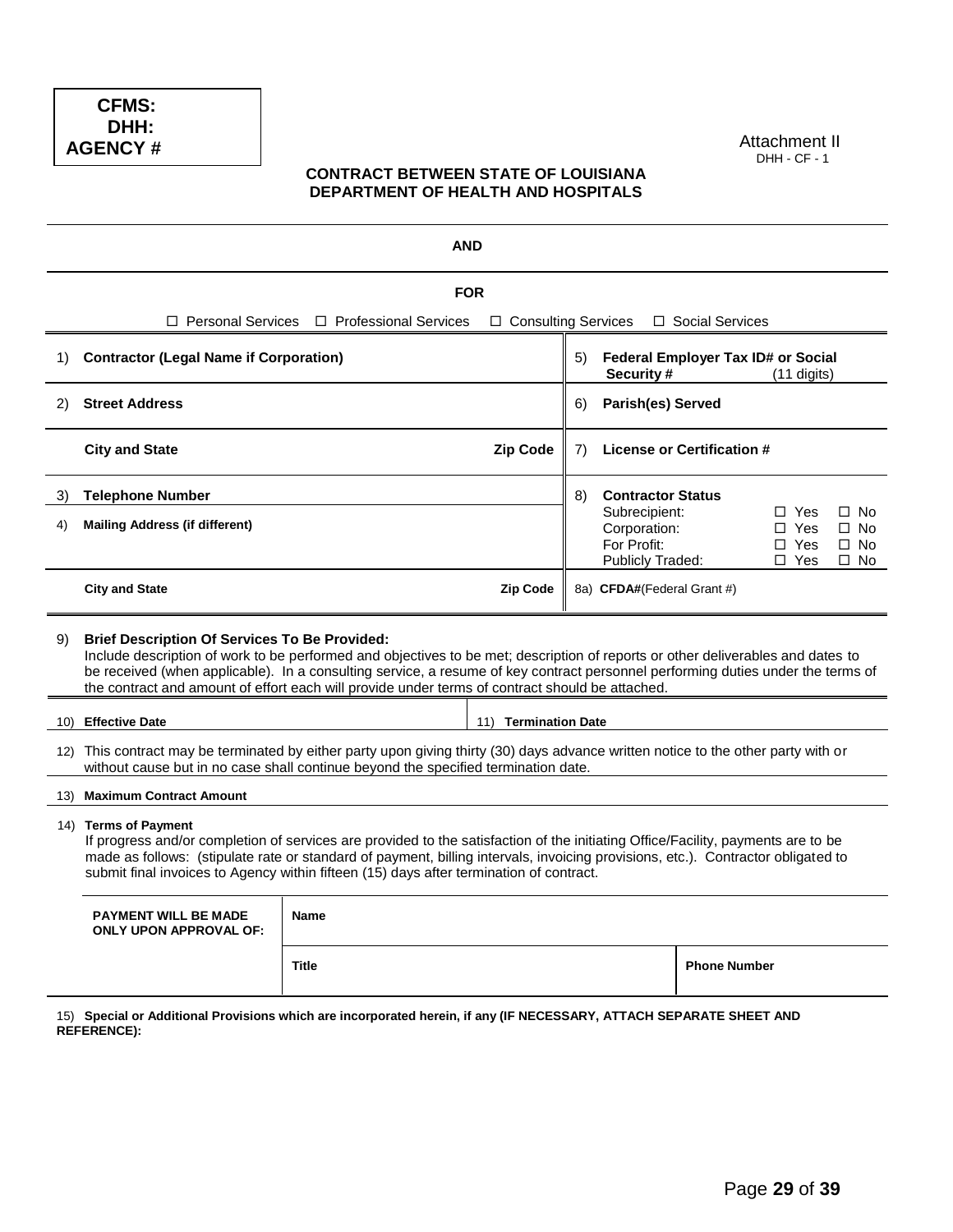| CFMS: |
|---|
| DHH: |
| AGENCY # |

Attachment II
DHH - CF - 1

**CONTRACT BETWEEN STATE OF LOUISIANA**
**DEPARTMENT OF HEALTH AND HOSPITALS**

**AND**

**FOR**

☐ Personal Services ☐ Professional Services ☐ Consulting Services ☐ Social Services

| | | |
|---|---|---|
| 1) **Contractor (Legal Name if Corporation)** | | 5) **Federal Employer Tax ID# or Social Security #** (11 digits) |
| 2) **Street Address** | | 6) **Parish(es) Served** |
| **City and State** | **Zip Code** | 7) **License or Certification #** |
| 3) **Telephone Number** | | 8) **Contractor Status**<br>Subrecipient: ☐ Yes ☐ No<br>Corporation: ☐ Yes ☐ No<br>For Profit: ☐ Yes ☐ No<br>Publicly Traded: ☐ Yes ☐ No |
| 4) **Mailing Address (if different)** | | |
| **City and State** | **Zip Code** | 8a) **CFDA#**(Federal Grant #) |

9) **Brief Description Of Services To Be Provided:**
Include description of work to be performed and objectives to be met; description of reports or other deliverables and dates to be received (when applicable). In a consulting service, a resume of key contract personnel performing duties under the terms of the contract and amount of effort each will provide under terms of contract should be attached.

| | |
|---|---|
| 10) **Effective Date** | 11) **Termination Date** |

12) This contract may be terminated by either party upon giving thirty (30) days advance written notice to the other party with or without cause but in no case shall continue beyond the specified termination date.

13) **Maximum Contract Amount**

14) **Terms of Payment**
If progress and/or completion of services are provided to the satisfaction of the initiating Office/Facility, payments are to be made as follows: (stipulate rate or standard of payment, billing intervals, invoicing provisions, etc.). Contractor obligated to submit final invoices to Agency within fifteen (15) days after termination of contract.

| **PAYMENT WILL BE MADE ONLY UPON APPROVAL OF:** | **Name** | |
|---|---|---|
| | **Title** | **Phone Number** |

15) **Special or Additional Provisions which are incorporated herein, if any (IF NECESSARY, ATTACH SEPARATE SHEET AND REFERENCE):**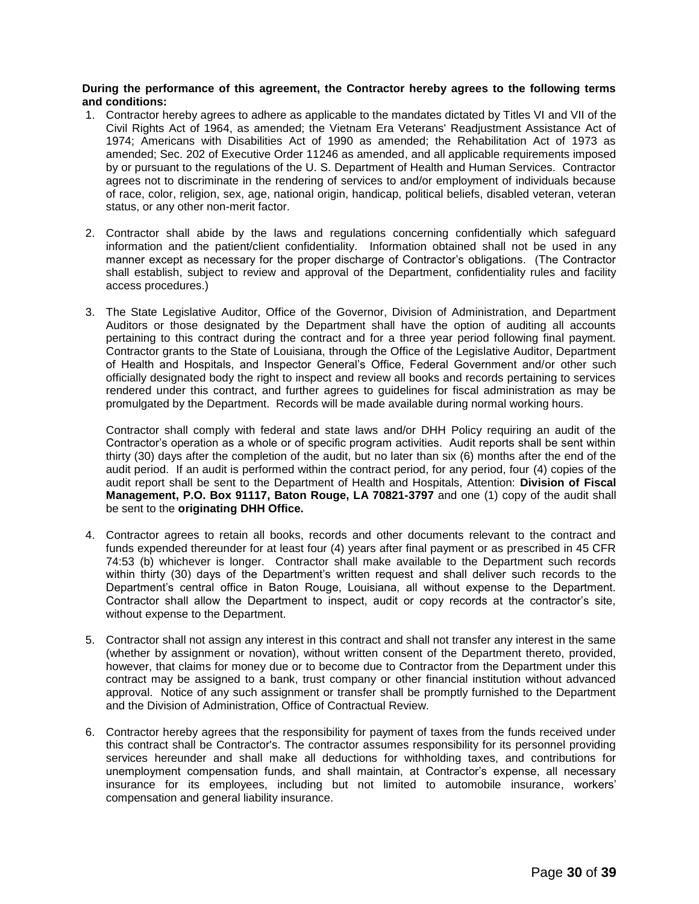**During the performance of this agreement, the Contractor hereby agrees to the following terms and conditions:**

1. Contractor hereby agrees to adhere as applicable to the mandates dictated by Titles VI and VII of the Civil Rights Act of 1964, as amended; the Vietnam Era Veterans' Readjustment Assistance Act of 1974; Americans with Disabilities Act of 1990 as amended; the Rehabilitation Act of 1973 as amended; Sec. 202 of Executive Order 11246 as amended, and all applicable requirements imposed by or pursuant to the regulations of the U. S. Department of Health and Human Services. Contractor agrees not to discriminate in the rendering of services to and/or employment of individuals because of race, color, religion, sex, age, national origin, handicap, political beliefs, disabled veteran, veteran status, or any other non-merit factor.

2. Contractor shall abide by the laws and regulations concerning confidentially which safeguard information and the patient/client confidentiality. Information obtained shall not be used in any manner except as necessary for the proper discharge of Contractor's obligations. (The Contractor shall establish, subject to review and approval of the Department, confidentiality rules and facility access procedures.)

3. The State Legislative Auditor, Office of the Governor, Division of Administration, and Department Auditors or those designated by the Department shall have the option of auditing all accounts pertaining to this contract during the contract and for a three year period following final payment. Contractor grants to the State of Louisiana, through the Office of the Legislative Auditor, Department of Health and Hospitals, and Inspector General's Office, Federal Government and/or other such officially designated body the right to inspect and review all books and records pertaining to services rendered under this contract, and further agrees to guidelines for fiscal administration as may be promulgated by the Department. Records will be made available during normal working hours.

   Contractor shall comply with federal and state laws and/or DHH Policy requiring an audit of the Contractor's operation as a whole or of specific program activities. Audit reports shall be sent within thirty (30) days after the completion of the audit, but no later than six (6) months after the end of the audit period. If an audit is performed within the contract period, for any period, four (4) copies of the audit report shall be sent to the Department of Health and Hospitals, Attention: **Division of Fiscal Management, P.O. Box 91117, Baton Rouge, LA 70821-3797** and one (1) copy of the audit shall be sent to the **originating DHH Office.**

4. Contractor agrees to retain all books, records and other documents relevant to the contract and funds expended thereunder for at least four (4) years after final payment or as prescribed in 45 CFR 74:53 (b) whichever is longer. Contractor shall make available to the Department such records within thirty (30) days of the Department's written request and shall deliver such records to the Department's central office in Baton Rouge, Louisiana, all without expense to the Department. Contractor shall allow the Department to inspect, audit or copy records at the contractor's site, without expense to the Department.

5. Contractor shall not assign any interest in this contract and shall not transfer any interest in the same (whether by assignment or novation), without written consent of the Department thereto, provided, however, that claims for money due or to become due to Contractor from the Department under this contract may be assigned to a bank, trust company or other financial institution without advanced approval. Notice of any such assignment or transfer shall be promptly furnished to the Department and the Division of Administration, Office of Contractual Review.

6. Contractor hereby agrees that the responsibility for payment of taxes from the funds received under this contract shall be Contractor's. The contractor assumes responsibility for its personnel providing services hereunder and shall make all deductions for withholding taxes, and contributions for unemployment compensation funds, and shall maintain, at Contractor's expense, all necessary insurance for its employees, including but not limited to automobile insurance, workers' compensation and general liability insurance.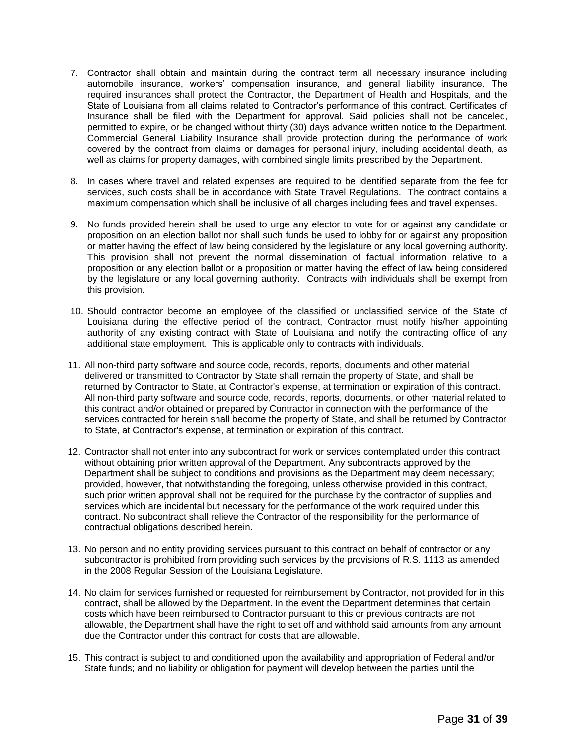7. Contractor shall obtain and maintain during the contract term all necessary insurance including automobile insurance, workers' compensation insurance, and general liability insurance. The required insurances shall protect the Contractor, the Department of Health and Hospitals, and the State of Louisiana from all claims related to Contractor's performance of this contract. Certificates of Insurance shall be filed with the Department for approval. Said policies shall not be canceled, permitted to expire, or be changed without thirty (30) days advance written notice to the Department. Commercial General Liability Insurance shall provide protection during the performance of work covered by the contract from claims or damages for personal injury, including accidental death, as well as claims for property damages, with combined single limits prescribed by the Department.

8. In cases where travel and related expenses are required to be identified separate from the fee for services, such costs shall be in accordance with State Travel Regulations. The contract contains a maximum compensation which shall be inclusive of all charges including fees and travel expenses.

9. No funds provided herein shall be used to urge any elector to vote for or against any candidate or proposition on an election ballot nor shall such funds be used to lobby for or against any proposition or matter having the effect of law being considered by the legislature or any local governing authority. This provision shall not prevent the normal dissemination of factual information relative to a proposition or any election ballot or a proposition or matter having the effect of law being considered by the legislature or any local governing authority. Contracts with individuals shall be exempt from this provision.

10. Should contractor become an employee of the classified or unclassified service of the State of Louisiana during the effective period of the contract, Contractor must notify his/her appointing authority of any existing contract with State of Louisiana and notify the contracting office of any additional state employment. This is applicable only to contracts with individuals.

11. All non-third party software and source code, records, reports, documents and other material delivered or transmitted to Contractor by State shall remain the property of State, and shall be returned by Contractor to State, at Contractor's expense, at termination or expiration of this contract. All non-third party software and source code, records, reports, documents, or other material related to this contract and/or obtained or prepared by Contractor in connection with the performance of the services contracted for herein shall become the property of State, and shall be returned by Contractor to State, at Contractor's expense, at termination or expiration of this contract.

12. Contractor shall not enter into any subcontract for work or services contemplated under this contract without obtaining prior written approval of the Department. Any subcontracts approved by the Department shall be subject to conditions and provisions as the Department may deem necessary; provided, however, that notwithstanding the foregoing, unless otherwise provided in this contract, such prior written approval shall not be required for the purchase by the contractor of supplies and services which are incidental but necessary for the performance of the work required under this contract. No subcontract shall relieve the Contractor of the responsibility for the performance of contractual obligations described herein.

13. No person and no entity providing services pursuant to this contract on behalf of contractor or any subcontractor is prohibited from providing such services by the provisions of R.S. 1113 as amended in the 2008 Regular Session of the Louisiana Legislature.

14. No claim for services furnished or requested for reimbursement by Contractor, not provided for in this contract, shall be allowed by the Department. In the event the Department determines that certain costs which have been reimbursed to Contractor pursuant to this or previous contracts are not allowable, the Department shall have the right to set off and withhold said amounts from any amount due the Contractor under this contract for costs that are allowable.

15. This contract is subject to and conditioned upon the availability and appropriation of Federal and/or State funds; and no liability or obligation for payment will develop between the parties until the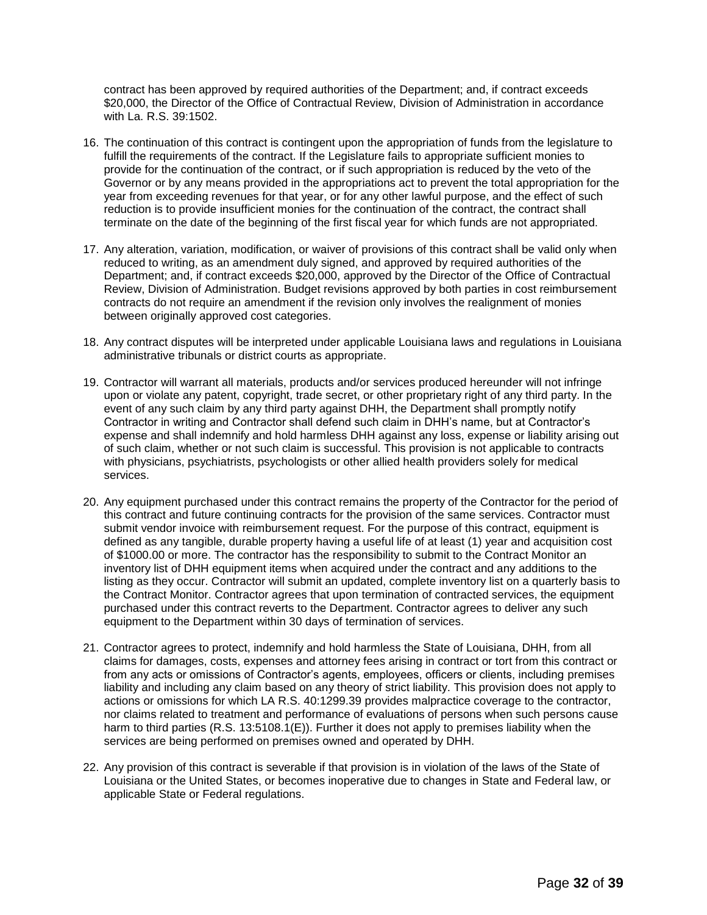contract has been approved by required authorities of the Department; and, if contract exceeds $20,000, the Director of the Office of Contractual Review, Division of Administration in accordance with La. R.S. 39:1502.

16. The continuation of this contract is contingent upon the appropriation of funds from the legislature to fulfill the requirements of the contract. If the Legislature fails to appropriate sufficient monies to provide for the continuation of the contract, or if such appropriation is reduced by the veto of the Governor or by any means provided in the appropriations act to prevent the total appropriation for the year from exceeding revenues for that year, or for any other lawful purpose, and the effect of such reduction is to provide insufficient monies for the continuation of the contract, the contract shall terminate on the date of the beginning of the first fiscal year for which funds are not appropriated.

17. Any alteration, variation, modification, or waiver of provisions of this contract shall be valid only when reduced to writing, as an amendment duly signed, and approved by required authorities of the Department; and, if contract exceeds $20,000, approved by the Director of the Office of Contractual Review, Division of Administration. Budget revisions approved by both parties in cost reimbursement contracts do not require an amendment if the revision only involves the realignment of monies between originally approved cost categories.

18. Any contract disputes will be interpreted under applicable Louisiana laws and regulations in Louisiana administrative tribunals or district courts as appropriate.

19. Contractor will warrant all materials, products and/or services produced hereunder will not infringe upon or violate any patent, copyright, trade secret, or other proprietary right of any third party. In the event of any such claim by any third party against DHH, the Department shall promptly notify Contractor in writing and Contractor shall defend such claim in DHH's name, but at Contractor's expense and shall indemnify and hold harmless DHH against any loss, expense or liability arising out of such claim, whether or not such claim is successful. This provision is not applicable to contracts with physicians, psychiatrists, psychologists or other allied health providers solely for medical services.

20. Any equipment purchased under this contract remains the property of the Contractor for the period of this contract and future continuing contracts for the provision of the same services. Contractor must submit vendor invoice with reimbursement request. For the purpose of this contract, equipment is defined as any tangible, durable property having a useful life of at least (1) year and acquisition cost of $1000.00 or more. The contractor has the responsibility to submit to the Contract Monitor an inventory list of DHH equipment items when acquired under the contract and any additions to the listing as they occur. Contractor will submit an updated, complete inventory list on a quarterly basis to the Contract Monitor. Contractor agrees that upon termination of contracted services, the equipment purchased under this contract reverts to the Department. Contractor agrees to deliver any such equipment to the Department within 30 days of termination of services.

21. Contractor agrees to protect, indemnify and hold harmless the State of Louisiana, DHH, from all claims for damages, costs, expenses and attorney fees arising in contract or tort from this contract or from any acts or omissions of Contractor's agents, employees, officers or clients, including premises liability and including any claim based on any theory of strict liability. This provision does not apply to actions or omissions for which LA R.S. 40:1299.39 provides malpractice coverage to the contractor, nor claims related to treatment and performance of evaluations of persons when such persons cause harm to third parties (R.S. 13:5108.1(E)). Further it does not apply to premises liability when the services are being performed on premises owned and operated by DHH.

22. Any provision of this contract is severable if that provision is in violation of the laws of the State of Louisiana or the United States, or becomes inoperative due to changes in State and Federal law, or applicable State or Federal regulations.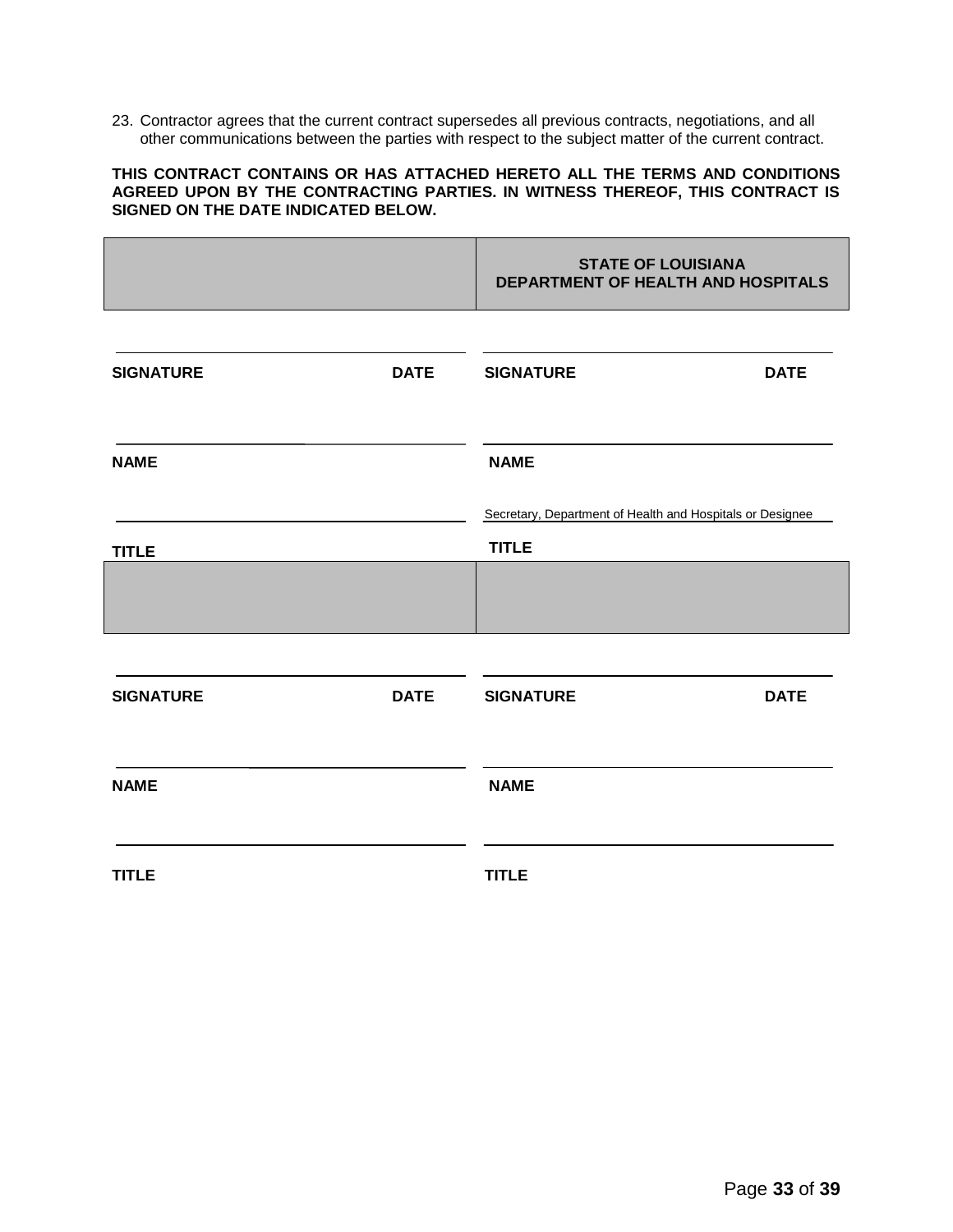23. Contractor agrees that the current contract supersedes all previous contracts, negotiations, and all other communications between the parties with respect to the subject matter of the current contract.

**THIS CONTRACT CONTAINS OR HAS ATTACHED HERETO ALL THE TERMS AND CONDITIONS AGREED UPON BY THE CONTRACTING PARTIES. IN WITNESS THEREOF, THIS CONTRACT IS SIGNED ON THE DATE INDICATED BELOW.**

| | **STATE OF LOUISIANA DEPARTMENT OF HEALTH AND HOSPITALS** |
|---|---|
| **SIGNATURE** **DATE** | **SIGNATURE** **DATE** |
| **NAME** | **NAME** |
| **TITLE** | Secretary, Department of Health and Hospitals or Designee<br>**TITLE** |
| | |
| **SIGNATURE** **DATE** | **SIGNATURE** **DATE** |
| **NAME** | **NAME** |
| **TITLE** | **TITLE** |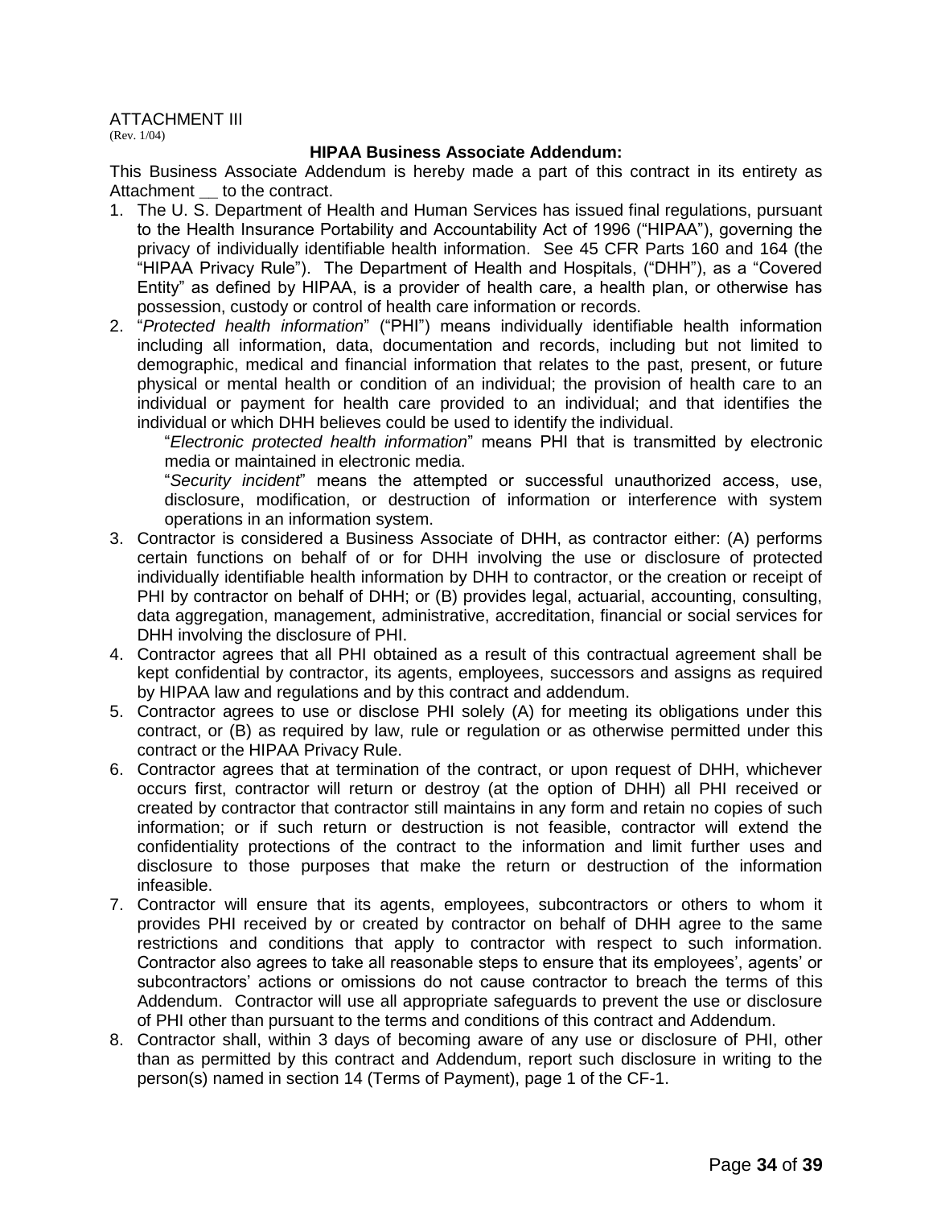ATTACHMENT III
(Rev. 1/04)

**HIPAA Business Associate Addendum:**

This Business Associate Addendum is hereby made a part of this contract in its entirety as Attachment __ to the contract.

1. The U. S. Department of Health and Human Services has issued final regulations, pursuant to the Health Insurance Portability and Accountability Act of 1996 ("HIPAA"), governing the privacy of individually identifiable health information. See 45 CFR Parts 160 and 164 (the "HIPAA Privacy Rule"). The Department of Health and Hospitals, ("DHH"), as a "Covered Entity" as defined by HIPAA, is a provider of health care, a health plan, or otherwise has possession, custody or control of health care information or records.
2. "*Protected health information*" ("PHI") means individually identifiable health information including all information, data, documentation and records, including but not limited to demographic, medical and financial information that relates to the past, present, or future physical or mental health or condition of an individual; the provision of health care to an individual or payment for health care provided to an individual; and that identifies the individual or which DHH believes could be used to identify the individual.

   "*Electronic protected health information*" means PHI that is transmitted by electronic media or maintained in electronic media.

   "*Security incident*" means the attempted or successful unauthorized access, use, disclosure, modification, or destruction of information or interference with system operations in an information system.
3. Contractor is considered a Business Associate of DHH, as contractor either: (A) performs certain functions on behalf of or for DHH involving the use or disclosure of protected individually identifiable health information by DHH to contractor, or the creation or receipt of PHI by contractor on behalf of DHH; or (B) provides legal, actuarial, accounting, consulting, data aggregation, management, administrative, accreditation, financial or social services for DHH involving the disclosure of PHI.
4. Contractor agrees that all PHI obtained as a result of this contractual agreement shall be kept confidential by contractor, its agents, employees, successors and assigns as required by HIPAA law and regulations and by this contract and addendum.
5. Contractor agrees to use or disclose PHI solely (A) for meeting its obligations under this contract, or (B) as required by law, rule or regulation or as otherwise permitted under this contract or the HIPAA Privacy Rule.
6. Contractor agrees that at termination of the contract, or upon request of DHH, whichever occurs first, contractor will return or destroy (at the option of DHH) all PHI received or created by contractor that contractor still maintains in any form and retain no copies of such information; or if such return or destruction is not feasible, contractor will extend the confidentiality protections of the contract to the information and limit further uses and disclosure to those purposes that make the return or destruction of the information infeasible.
7. Contractor will ensure that its agents, employees, subcontractors or others to whom it provides PHI received by or created by contractor on behalf of DHH agree to the same restrictions and conditions that apply to contractor with respect to such information. Contractor also agrees to take all reasonable steps to ensure that its employees', agents' or subcontractors' actions or omissions do not cause contractor to breach the terms of this Addendum. Contractor will use all appropriate safeguards to prevent the use or disclosure of PHI other than pursuant to the terms and conditions of this contract and Addendum.
8. Contractor shall, within 3 days of becoming aware of any use or disclosure of PHI, other than as permitted by this contract and Addendum, report such disclosure in writing to the person(s) named in section 14 (Terms of Payment), page 1 of the CF-1.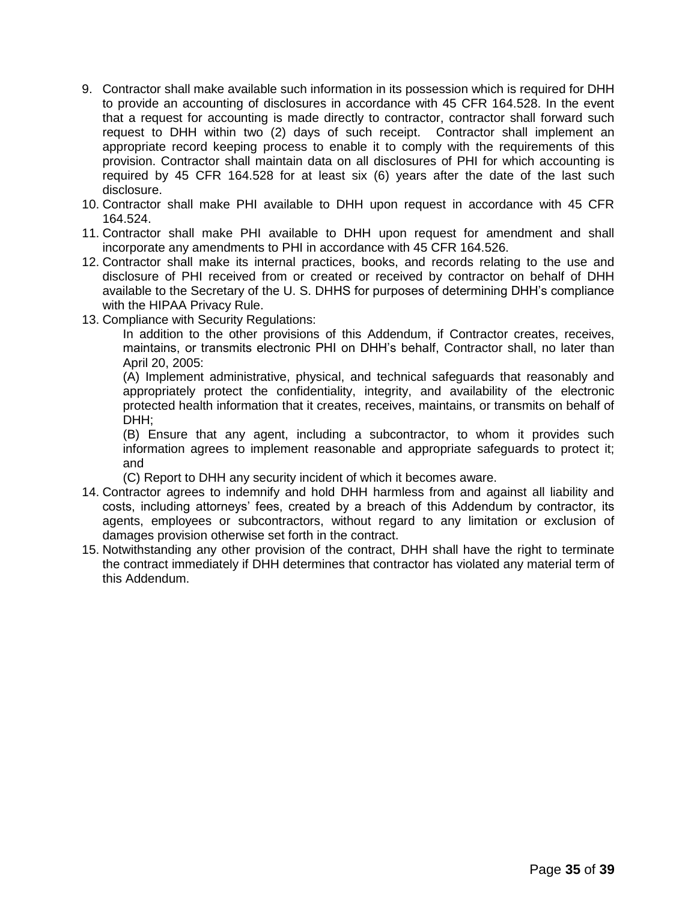9. Contractor shall make available such information in its possession which is required for DHH to provide an accounting of disclosures in accordance with 45 CFR 164.528. In the event that a request for accounting is made directly to contractor, contractor shall forward such request to DHH within two (2) days of such receipt. Contractor shall implement an appropriate record keeping process to enable it to comply with the requirements of this provision. Contractor shall maintain data on all disclosures of PHI for which accounting is required by 45 CFR 164.528 for at least six (6) years after the date of the last such disclosure.
10. Contractor shall make PHI available to DHH upon request in accordance with 45 CFR 164.524.
11. Contractor shall make PHI available to DHH upon request for amendment and shall incorporate any amendments to PHI in accordance with 45 CFR 164.526.
12. Contractor shall make its internal practices, books, and records relating to the use and disclosure of PHI received from or created or received by contractor on behalf of DHH available to the Secretary of the U. S. DHHS for purposes of determining DHH's compliance with the HIPAA Privacy Rule.
13. Compliance with Security Regulations:

    In addition to the other provisions of this Addendum, if Contractor creates, receives, maintains, or transmits electronic PHI on DHH's behalf, Contractor shall, no later than April 20, 2005:

    (A) Implement administrative, physical, and technical safeguards that reasonably and appropriately protect the confidentiality, integrity, and availability of the electronic protected health information that it creates, receives, maintains, or transmits on behalf of DHH;

    (B) Ensure that any agent, including a subcontractor, to whom it provides such information agrees to implement reasonable and appropriate safeguards to protect it; and

    (C) Report to DHH any security incident of which it becomes aware.
14. Contractor agrees to indemnify and hold DHH harmless from and against all liability and costs, including attorneys' fees, created by a breach of this Addendum by contractor, its agents, employees or subcontractors, without regard to any limitation or exclusion of damages provision otherwise set forth in the contract.
15. Notwithstanding any other provision of the contract, DHH shall have the right to terminate the contract immediately if DHH determines that contractor has violated any material term of this Addendum.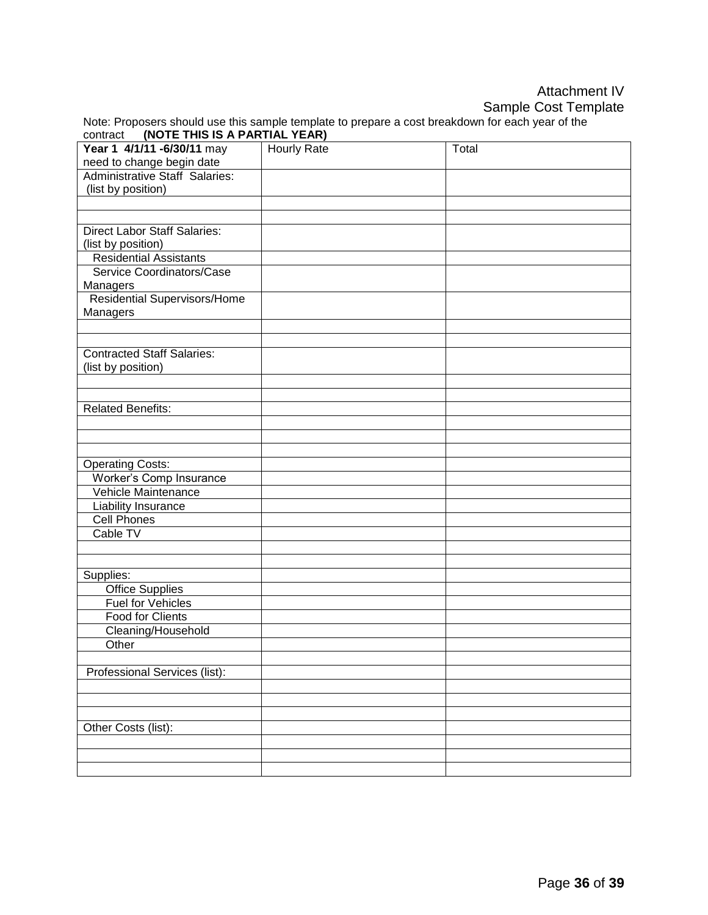Attachment IV
Sample Cost Template

Note: Proposers should use this sample template to prepare a cost breakdown for each year of the contract **(NOTE THIS IS A PARTIAL YEAR)**

| **Year 1 4/1/11 -6/30/11** may need to change begin date | Hourly Rate | Total |
|---|---|---|
| Administrative Staff Salaries: (list by position) | | |
| | | |
| | | |
| Direct Labor Staff Salaries: (list by position) | | |
| Residential Assistants | | |
| Service Coordinators/Case Managers | | |
| Residential Supervisors/Home Managers | | |
| | | |
| | | |
| Contracted Staff Salaries: (list by position) | | |
| | | |
| | | |
| Related Benefits: | | |
| | | |
| | | |
| | | |
| Operating Costs: | | |
| Worker's Comp Insurance | | |
| Vehicle Maintenance | | |
| Liability Insurance | | |
| Cell Phones | | |
| Cable TV | | |
| | | |
| | | |
| Supplies: | | |
| Office Supplies | | |
| Fuel for Vehicles | | |
| Food for Clients | | |
| Cleaning/Household | | |
| Other | | |
| | | |
| Professional Services (list): | | |
| | | |
| | | |
| | | |
| Other Costs (list): | | |
| | | |
| | | |
| | | |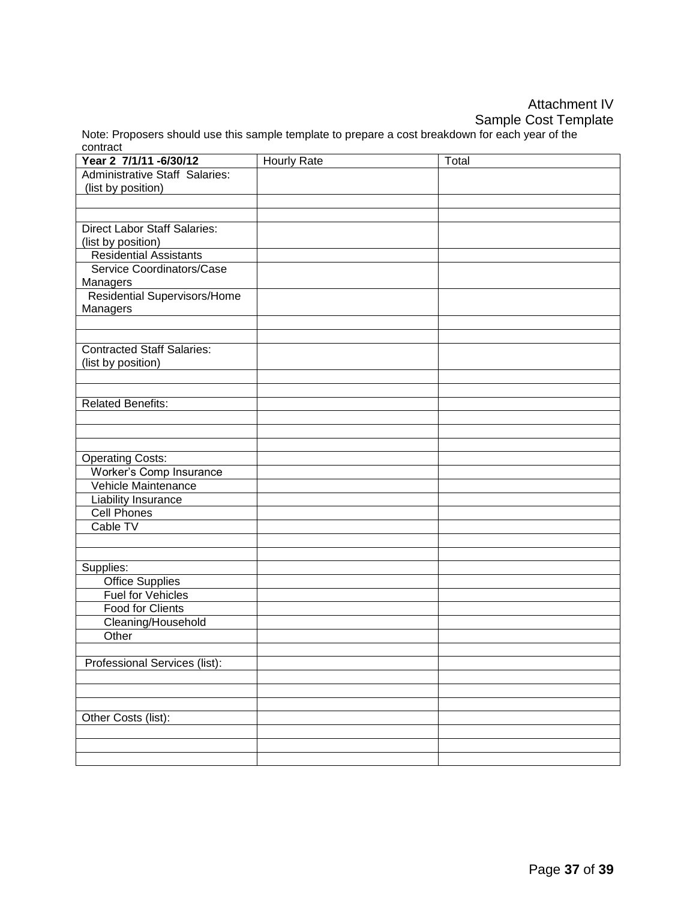Attachment IV
Sample Cost Template

Note: Proposers should use this sample template to prepare a cost breakdown for each year of the contract

| **Year 2 7/1/11 -6/30/12** | Hourly Rate | Total |
|---|---|---|
| Administrative Staff Salaries: (list by position) | | |
| | | |
| | | |
| Direct Labor Staff Salaries: (list by position) | | |
| Residential Assistants | | |
| Service Coordinators/Case Managers | | |
| Residential Supervisors/Home Managers | | |
| | | |
| | | |
| Contracted Staff Salaries: (list by position) | | |
| | | |
| | | |
| Related Benefits: | | |
| | | |
| | | |
| | | |
| Operating Costs: | | |
| Worker's Comp Insurance | | |
| Vehicle Maintenance | | |
| Liability Insurance | | |
| Cell Phones | | |
| Cable TV | | |
| | | |
| | | |
| Supplies: | | |
| Office Supplies | | |
| Fuel for Vehicles | | |
| Food for Clients | | |
| Cleaning/Household | | |
| Other | | |
| | | |
| Professional Services (list): | | |
| | | |
| | | |
| | | |
| Other Costs (list): | | |
| | | |
| | | |
| | | |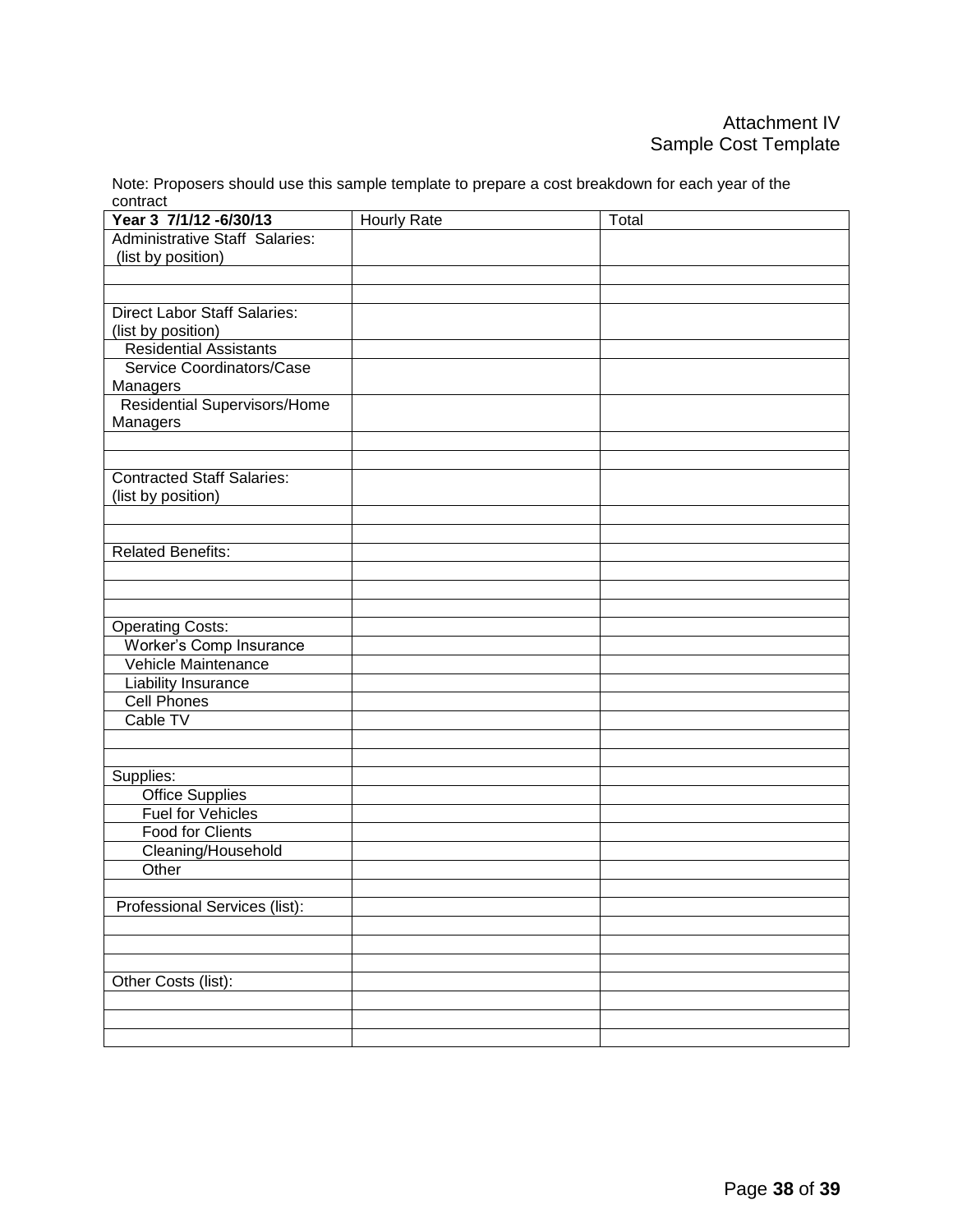Attachment IV
Sample Cost Template

Note: Proposers should use this sample template to prepare a cost breakdown for each year of the contract

| **Year 3 7/1/12 -6/30/13** | Hourly Rate | Total |
|---|---|---|
| Administrative Staff Salaries: (list by position) | | |
| | | |
| | | |
| Direct Labor Staff Salaries: (list by position) | | |
| Residential Assistants | | |
| Service Coordinators/Case Managers | | |
| Residential Supervisors/Home Managers | | |
| | | |
| | | |
| Contracted Staff Salaries: (list by position) | | |
| | | |
| | | |
| Related Benefits: | | |
| | | |
| | | |
| | | |
| Operating Costs: | | |
| Worker's Comp Insurance | | |
| Vehicle Maintenance | | |
| Liability Insurance | | |
| Cell Phones | | |
| Cable TV | | |
| | | |
| | | |
| Supplies: | | |
| Office Supplies | | |
| Fuel for Vehicles | | |
| Food for Clients | | |
| Cleaning/Household | | |
| Other | | |
| | | |
| Professional Services (list): | | |
| | | |
| | | |
| | | |
| Other Costs (list): | | |
| | | |
| | | |
| | | |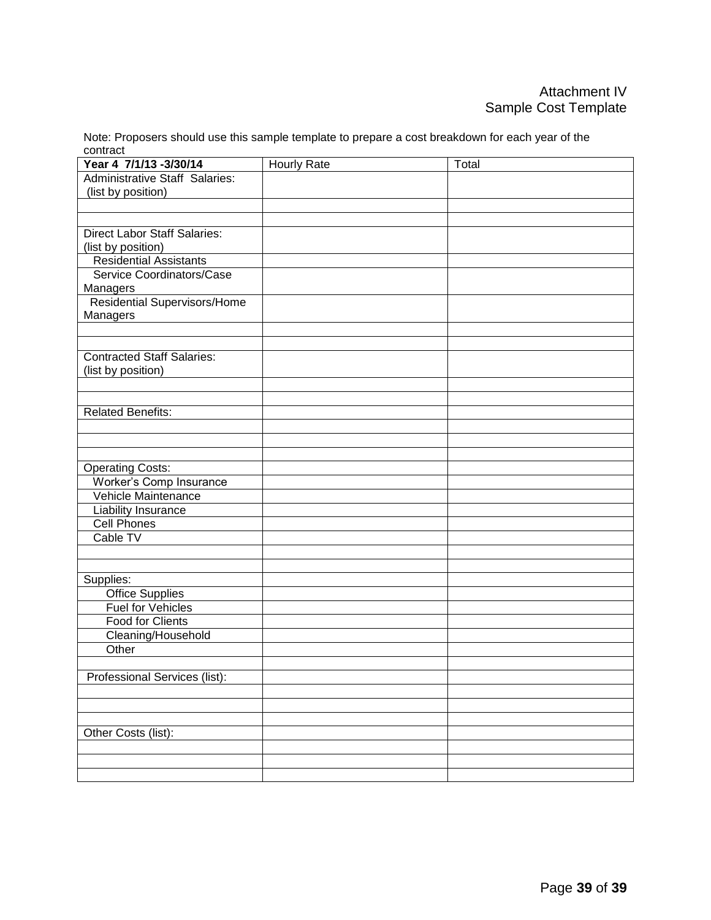Attachment IV
Sample Cost Template

Note: Proposers should use this sample template to prepare a cost breakdown for each year of the contract

| **Year 4 7/1/13 -3/30/14** | Hourly Rate | Total |
|---|---|---|
| Administrative Staff Salaries: (list by position) | | |
| | | |
| | | |
| Direct Labor Staff Salaries: (list by position) | | |
| Residential Assistants | | |
| Service Coordinators/Case Managers | | |
| Residential Supervisors/Home Managers | | |
| | | |
| | | |
| Contracted Staff Salaries: (list by position) | | |
| | | |
| | | |
| Related Benefits: | | |
| | | |
| | | |
| | | |
| Operating Costs: | | |
| Worker's Comp Insurance | | |
| Vehicle Maintenance | | |
| Liability Insurance | | |
| Cell Phones | | |
| Cable TV | | |
| | | |
| | | |
| Supplies: | | |
| Office Supplies | | |
| Fuel for Vehicles | | |
| Food for Clients | | |
| Cleaning/Household | | |
| Other | | |
| | | |
| Professional Services (list): | | |
| | | |
| | | |
| | | |
| Other Costs (list): | | |
| | | |
| | | |
| | | |